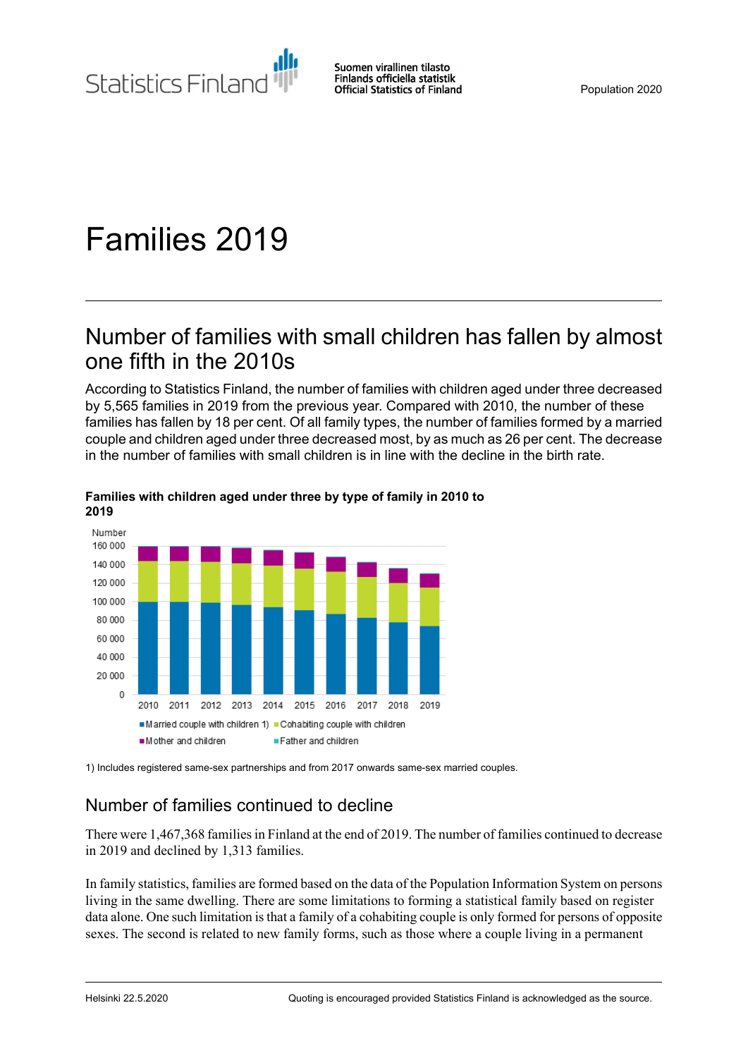Statistics Finland

Suomen virallinen tilasto
Finlands officiella statistik
Official Statistics of Finland

Population 2020

# Families 2019

## Number of families with small children has fallen by almost one fifth in the 2010s

According to Statistics Finland, the number of families with children aged under three decreased by 5,565 families in 2019 from the previous year. Compared with 2010, the number of these families has fallen by 18 per cent. Of all family types, the number of families formed by a married couple and children aged under three decreased most, by as much as 26 per cent. The decrease in the number of families with small children is in line with the decline in the birth rate.

**Families with children aged under three by type of family in 2010 to 2019**

Number
160 000
140 000
120 000
100 000
80 000
60 000
40 000
20 000
0

2010 2011 2012 2013 2014 2015 2016 2017 2018 2019

Married couple with children 1) Cohabiting couple with children
Mother and children Father and children

1) Includes registered same-sex partnerships and from 2017 onwards same-sex married couples.

## Number of families continued to decline

There were 1,467,368 families in Finland at the end of 2019. The number of families continued to decrease in 2019 and declined by 1,313 families.

In family statistics, families are formed based on the data of the Population Information System on persons living in the same dwelling. There are some limitations to forming a statistical family based on register data alone. One such limitation is that a family of a cohabiting couple is only formed for persons of opposite sexes. The second is related to new family forms, such as those where a couple living in a permanent

Helsinki 22.5.2020

Quoting is encouraged provided Statistics Finland is acknowledged as the source.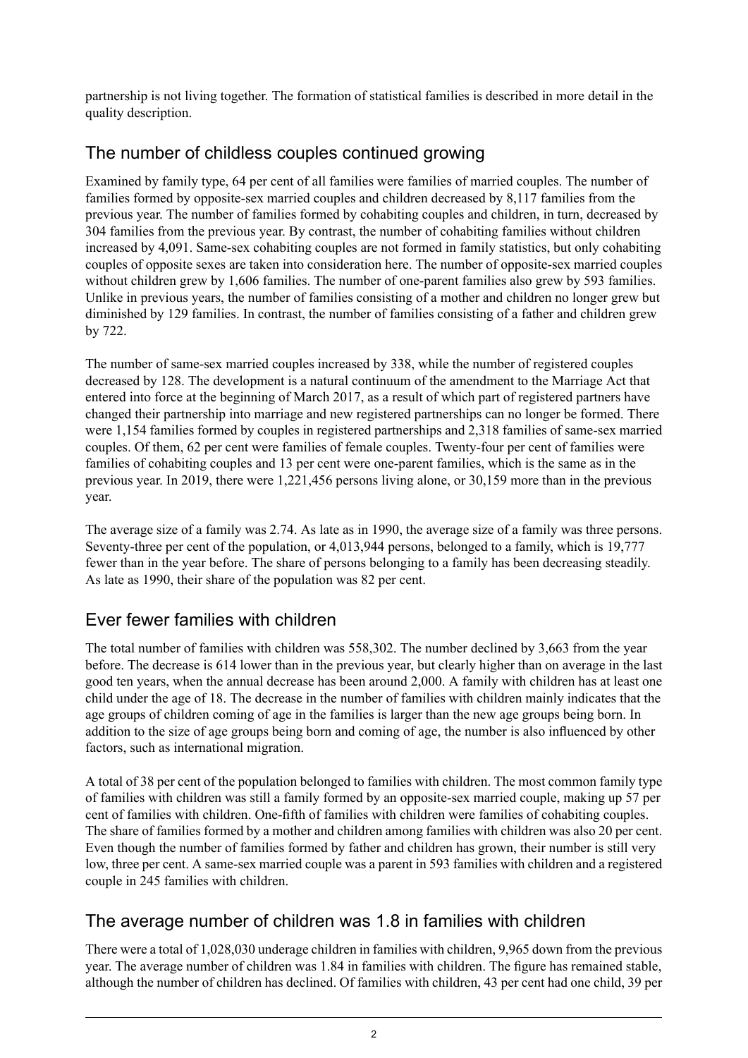partnership is not living together. The formation of statistical families is described in more detail in the quality description.

## The number of childless couples continued growing

Examined by family type, 64 per cent of all families were families of married couples. The number of families formed by opposite-sex married couples and children decreased by 8,117 families from the previous year. The number of families formed by cohabiting couples and children, in turn, decreased by 304 families from the previous year. By contrast, the number of cohabiting families without children increased by 4,091. Same-sex cohabiting couples are not formed in family statistics, but only cohabiting couples of opposite sexes are taken into consideration here. The number of opposite-sex married couples without children grew by 1,606 families. The number of one-parent families also grew by 593 families. Unlike in previous years, the number of families consisting of a mother and children no longer grew but diminished by 129 families. In contrast, the number of families consisting of a father and children grew by 722.

The number of same-sex married couples increased by 338, while the number of registered couples decreased by 128. The development is a natural continuum of the amendment to the Marriage Act that entered into force at the beginning of March 2017, as a result of which part of registered partners have changed their partnership into marriage and new registered partnerships can no longer be formed. There were 1,154 families formed by couples in registered partnerships and 2,318 families of same-sex married couples. Of them, 62 per cent were families of female couples. Twenty-four per cent of families were families of cohabiting couples and 13 per cent were one-parent families, which is the same as in the previous year. In 2019, there were 1,221,456 persons living alone, or 30,159 more than in the previous year.

The average size of a family was 2.74. As late as in 1990, the average size of a family was three persons. Seventy-three per cent of the population, or 4,013,944 persons, belonged to a family, which is 19,777 fewer than in the year before. The share of persons belonging to a family has been decreasing steadily. As late as 1990, their share of the population was 82 per cent.

## Ever fewer families with children

The total number of families with children was 558,302. The number declined by 3,663 from the year before. The decrease is 614 lower than in the previous year, but clearly higher than on average in the last good ten years, when the annual decrease has been around 2,000. A family with children has at least one child under the age of 18. The decrease in the number of families with children mainly indicates that the age groups of children coming of age in the families is larger than the new age groups being born. In addition to the size of age groups being born and coming of age, the number is also influenced by other factors, such as international migration.

A total of 38 per cent of the population belonged to families with children. The most common family type of families with children was still a family formed by an opposite-sex married couple, making up 57 per cent of families with children. One-fifth of families with children were families of cohabiting couples. The share of families formed by a mother and children among families with children was also 20 per cent. Even though the number of families formed by father and children has grown, their number is still very low, three per cent. A same-sex married couple was a parent in 593 families with children and a registered couple in 245 families with children.

## The average number of children was 1.8 in families with children

There were a total of 1,028,030 underage children in families with children, 9,965 down from the previous year. The average number of children was 1.84 in families with children. The figure has remained stable, although the number of children has declined. Of families with children, 43 per cent had one child, 39 per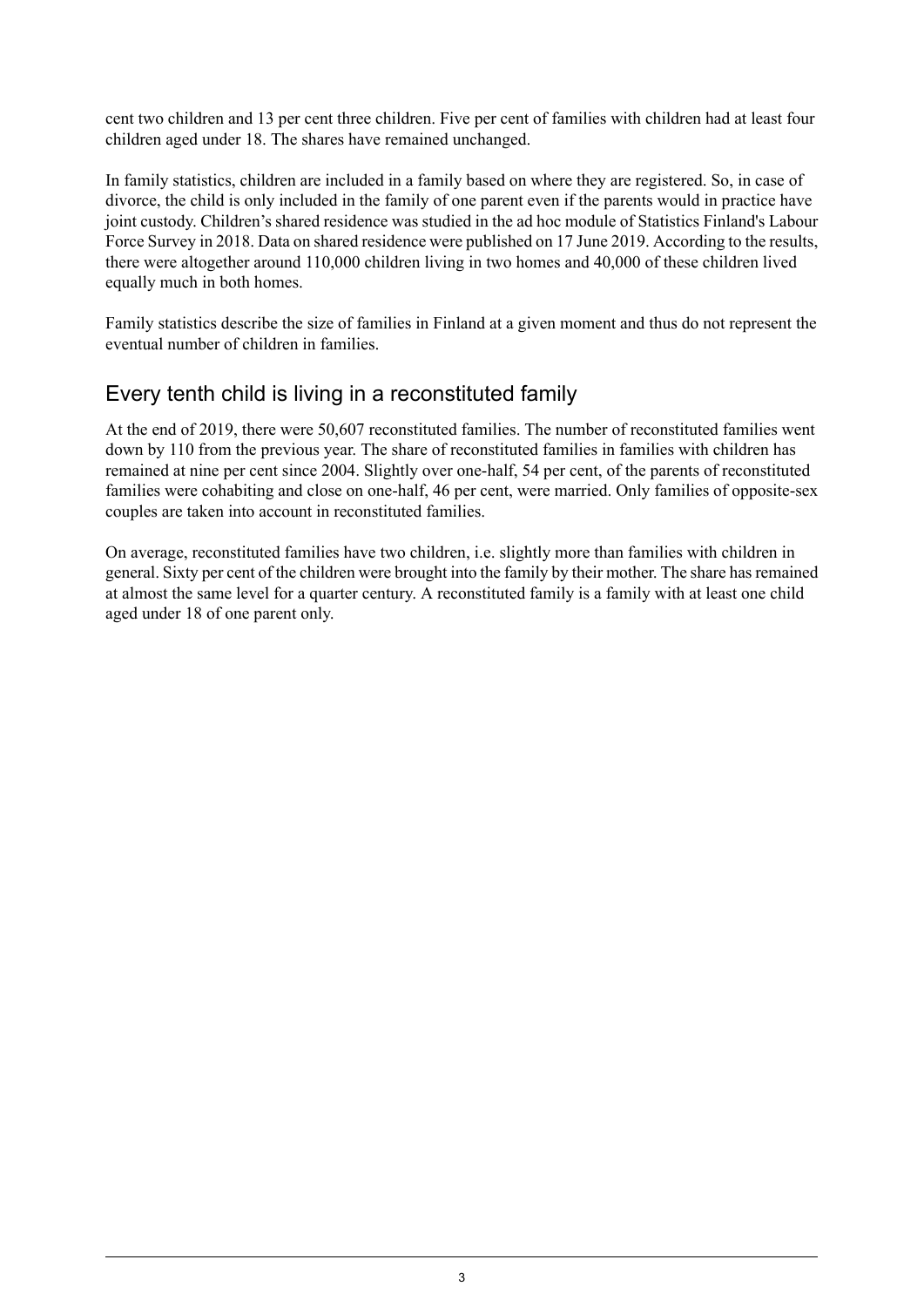cent two children and 13 per cent three children. Five per cent of families with children had at least four children aged under 18. The shares have remained unchanged.

In family statistics, children are included in a family based on where they are registered. So, in case of divorce, the child is only included in the family of one parent even if the parents would in practice have joint custody. Children's shared residence was studied in the ad hoc module of Statistics Finland's Labour Force Survey in 2018. Data on shared residence were published on 17 June 2019. According to the results, there were altogether around 110,000 children living in two homes and 40,000 of these children lived equally much in both homes.

Family statistics describe the size of families in Finland at a given moment and thus do not represent the eventual number of children in families.

## Every tenth child is living in a reconstituted family

At the end of 2019, there were 50,607 reconstituted families. The number of reconstituted families went down by 110 from the previous year. The share of reconstituted families in families with children has remained at nine per cent since 2004. Slightly over one-half, 54 per cent, of the parents of reconstituted families were cohabiting and close on one-half, 46 per cent, were married. Only families of opposite-sex couples are taken into account in reconstituted families.

On average, reconstituted families have two children, i.e. slightly more than families with children in general. Sixty per cent of the children were brought into the family by their mother. The share has remained at almost the same level for a quarter century. A reconstituted family is a family with at least one child aged under 18 of one parent only.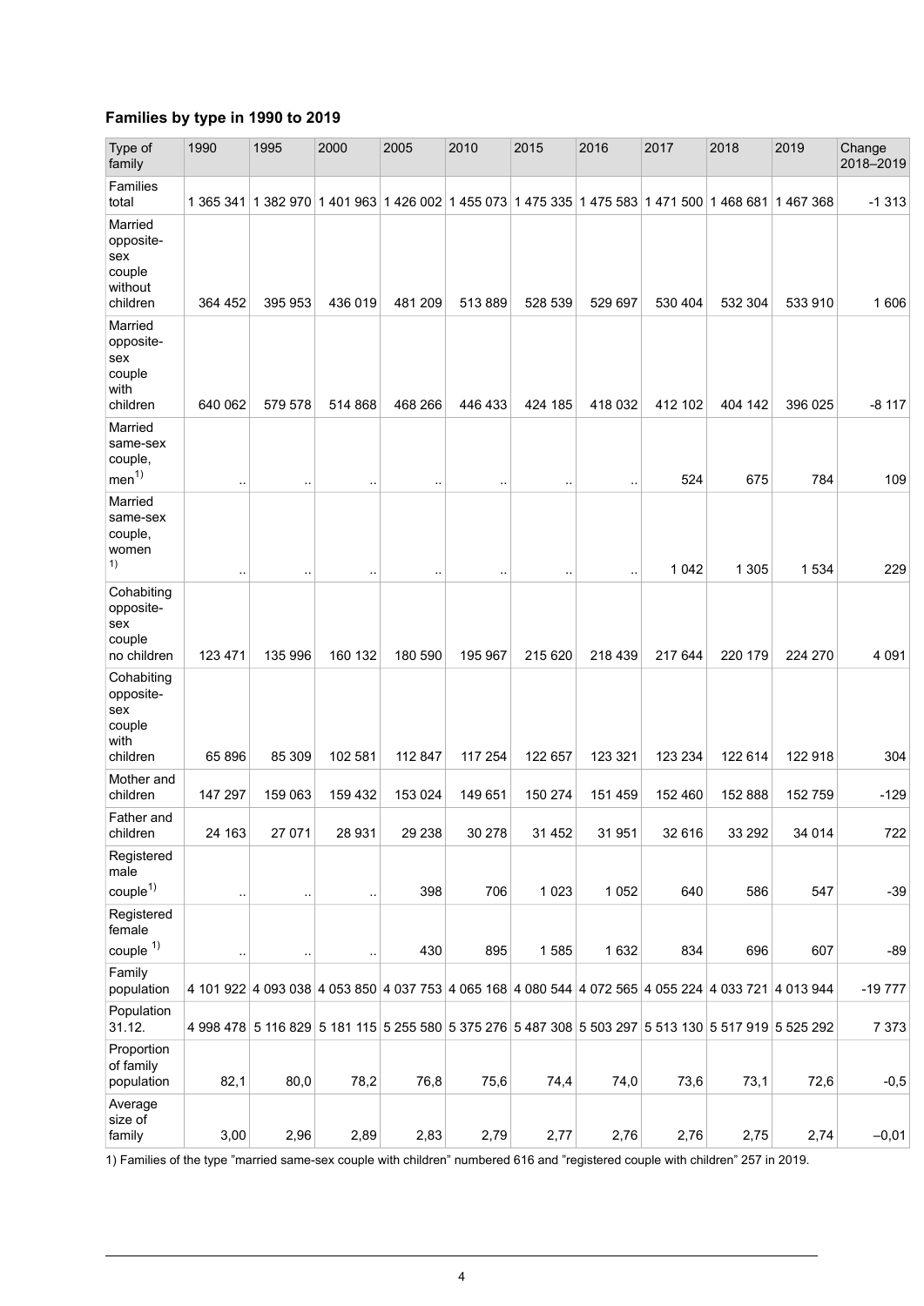### Families by type in 1990 to 2019

| Type of family | 1990 | 1995 | 2000 | 2005 | 2010 | 2015 | 2016 | 2017 | 2018 | 2019 | Change 2018–2019 |
|---|---|---|---|---|---|---|---|---|---|---|---|
| Families total | 1 365 341 | 1 382 970 | 1 401 963 | 1 426 002 | 1 455 073 | 1 475 335 | 1 475 583 | 1 471 500 | 1 468 681 | 1 467 368 | -1 313 |
| Married opposite-sex couple without children | 364 452 | 395 953 | 436 019 | 481 209 | 513 889 | 528 539 | 529 697 | 530 404 | 532 304 | 533 910 | 1 606 |
| Married opposite-sex couple with children | 640 062 | 579 578 | 514 868 | 468 266 | 446 433 | 424 185 | 418 032 | 412 102 | 404 142 | 396 025 | -8 117 |
| Married same-sex couple, men[1) ] | .. | .. | .. | .. | .. | .. | .. | 524 | 675 | 784 | 109 |
| Married same-sex couple, women [1)] | .. | .. | .. | .. | .. | .. | .. | 1 042 | 1 305 | 1 534 | 229 |
| Cohabiting opposite-sex couple no children | 123 471 | 135 996 | 160 132 | 180 590 | 195 967 | 215 620 | 218 439 | 217 644 | 220 179 | 224 270 | 4 091 |
| Cohabiting opposite-sex couple with children | 65 896 | 85 309 | 102 581 | 112 847 | 117 254 | 122 657 | 123 321 | 123 234 | 122 614 | 122 918 | 304 |
| Mother and children | 147 297 | 159 063 | 159 432 | 153 024 | 149 651 | 150 274 | 151 459 | 152 460 | 152 888 | 152 759 | -129 |
| Father and children | 24 163 | 27 071 | 28 931 | 29 238 | 30 278 | 31 452 | 31 951 | 32 616 | 33 292 | 34 014 | 722 |
| Registered male couple[1)] | .. | .. | .. | 398 | 706 | 1 023 | 1 052 | 640 | 586 | 547 | -39 |
| Registered female couple [1)] | .. | .. | .. | 430 | 895 | 1 585 | 1 632 | 834 | 696 | 607 | -89 |
| Family population | 4 101 922 | 4 093 038 | 4 053 850 | 4 037 753 | 4 065 168 | 4 080 544 | 4 072 565 | 4 055 224 | 4 033 721 | 4 013 944 | -19 777 |
| Population 31.12. | 4 998 478 | 5 116 829 | 5 181 115 | 5 255 580 | 5 375 276 | 5 487 308 | 5 503 297 | 5 513 130 | 5 517 919 | 5 525 292 | 7 373 |
| Proportion of family population | 82,1 | 80,0 | 78,2 | 76,8 | 75,6 | 74,4 | 74,0 | 73,6 | 73,1 | 72,6 | -0,5 |
| Average size of family | 3,00 | 2,96 | 2,89 | 2,83 | 2,79 | 2,77 | 2,76 | 2,76 | 2,75 | 2,74 | –0,01 |

1) Families of the type "married same-sex couple with children" numbered 616 and "registered couple with children" 257 in 2019.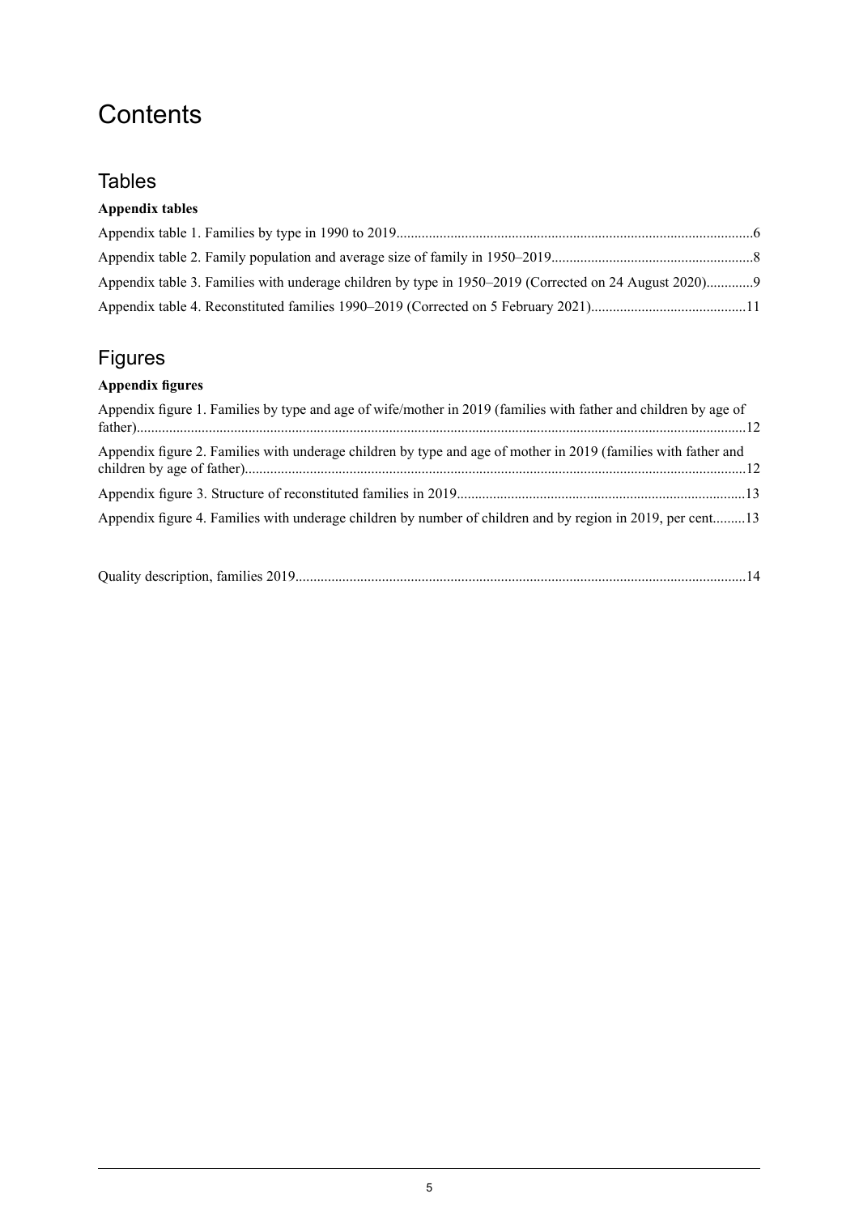# Contents

## Tables

**Appendix tables**

Appendix table 1. Families by type in 1990 to 2019....................................................................................................6

Appendix table 2. Family population and average size of family in 1950–2019.........................................................8

Appendix table 3. Families with underage children by type in 1950–2019 (Corrected on 24 August 2020).............9

Appendix table 4. Reconstituted families 1990–2019 (Corrected on 5 February 2021)...........................................11

## Figures

**Appendix figures**

Appendix figure 1. Families by type and age of wife/mother in 2019 (families with father and children by age of father)........................................................................................................................................................................12

Appendix figure 2. Families with underage children by type and age of mother in 2019 (families with father and children by age of father)...........................................................................................................................................12

Appendix figure 3. Structure of reconstituted families in 2019................................................................................13

Appendix figure 4. Families with underage children by number of children and by region in 2019, per cent.........13

Quality description, families 2019............................................................................................................................14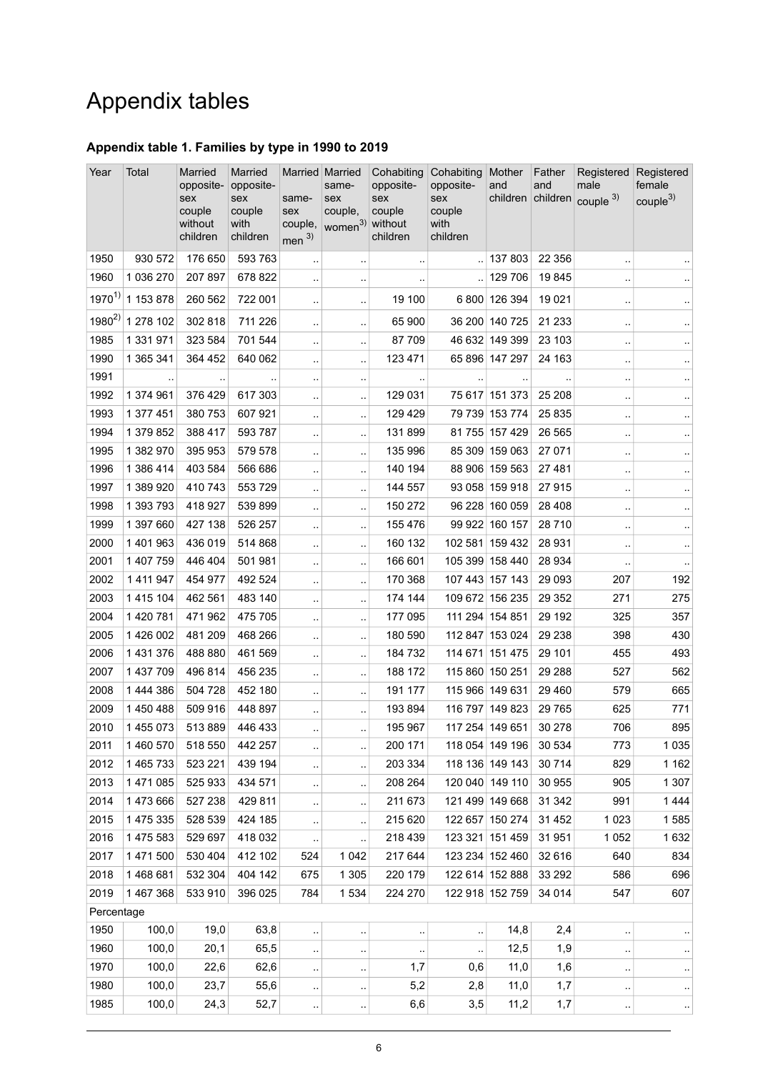# Appendix tables

### Appendix table 1. Families by type in 1990 to 2019

| Year | Total | Married opposite-sex couple without children | Married opposite-sex couple with children | Married same-sex couple, men [3] | Married same-sex couple, women[3] | Cohabiting opposite-sex couple without children | Cohabiting opposite-sex couple with children | Mother and children | Father and children | Registered male couple [3] | Registered female couple[3] |
|---|---|---|---|---|---|---|---|---|---|---|---|
| 1950 | 930 572 | 176 650 | 593 763 | .. | .. | .. | .. | 137 803 | 22 356 | .. | .. |
| 1960 | 1 036 270 | 207 897 | 678 822 | .. | .. | .. | .. | 129 706 | 19 845 | .. | .. |
| 1970[1] | 1 153 878 | 260 562 | 722 001 | .. | .. | 19 100 | 6 800 | 126 394 | 19 021 | .. | .. |
| 1980[2] | 1 278 102 | 302 818 | 711 226 | .. | .. | 65 900 | 36 200 | 140 725 | 21 233 | .. | .. |
| 1985 | 1 331 971 | 323 584 | 701 544 | .. | .. | 87 709 | 46 632 | 149 399 | 23 103 | .. | .. |
| 1990 | 1 365 341 | 364 452 | 640 062 | .. | .. | 123 471 | 65 896 | 147 297 | 24 163 | .. | .. |
| 1991 | .. | .. | .. | .. | .. | .. | .. | .. | .. | .. | .. |
| 1992 | 1 374 961 | 376 429 | 617 303 | .. | .. | 129 031 | 75 617 | 151 373 | 25 208 | .. | .. |
| 1993 | 1 377 451 | 380 753 | 607 921 | .. | .. | 129 429 | 79 739 | 153 774 | 25 835 | .. | .. |
| 1994 | 1 379 852 | 388 417 | 593 787 | .. | .. | 131 899 | 81 755 | 157 429 | 26 565 | .. | .. |
| 1995 | 1 382 970 | 395 953 | 579 578 | .. | .. | 135 996 | 85 309 | 159 063 | 27 071 | .. | .. |
| 1996 | 1 386 414 | 403 584 | 566 686 | .. | .. | 140 194 | 88 906 | 159 563 | 27 481 | .. | .. |
| 1997 | 1 389 920 | 410 743 | 553 729 | .. | .. | 144 557 | 93 058 | 159 918 | 27 915 | .. | .. |
| 1998 | 1 393 793 | 418 927 | 539 899 | .. | .. | 150 272 | 96 228 | 160 059 | 28 408 | .. | .. |
| 1999 | 1 397 660 | 427 138 | 526 257 | .. | .. | 155 476 | 99 922 | 160 157 | 28 710 | .. | .. |
| 2000 | 1 401 963 | 436 019 | 514 868 | .. | .. | 160 132 | 102 581 | 159 432 | 28 931 | .. | .. |
| 2001 | 1 407 759 | 446 404 | 501 981 | .. | .. | 166 601 | 105 399 | 158 440 | 28 934 | .. | .. |
| 2002 | 1 411 947 | 454 977 | 492 524 | .. | .. | 170 368 | 107 443 | 157 143 | 29 093 | 207 | 192 |
| 2003 | 1 415 104 | 462 561 | 483 140 | .. | .. | 174 144 | 109 672 | 156 235 | 29 352 | 271 | 275 |
| 2004 | 1 420 781 | 471 962 | 475 705 | .. | .. | 177 095 | 111 294 | 154 851 | 29 192 | 325 | 357 |
| 2005 | 1 426 002 | 481 209 | 468 266 | .. | .. | 180 590 | 112 847 | 153 024 | 29 238 | 398 | 430 |
| 2006 | 1 431 376 | 488 880 | 461 569 | .. | .. | 184 732 | 114 671 | 151 475 | 29 101 | 455 | 493 |
| 2007 | 1 437 709 | 496 814 | 456 235 | .. | .. | 188 172 | 115 860 | 150 251 | 29 288 | 527 | 562 |
| 2008 | 1 444 386 | 504 728 | 452 180 | .. | .. | 191 177 | 115 966 | 149 631 | 29 460 | 579 | 665 |
| 2009 | 1 450 488 | 509 916 | 448 897 | .. | .. | 193 894 | 116 797 | 149 823 | 29 765 | 625 | 771 |
| 2010 | 1 455 073 | 513 889 | 446 433 | .. | .. | 195 967 | 117 254 | 149 651 | 30 278 | 706 | 895 |
| 2011 | 1 460 570 | 518 550 | 442 257 | .. | .. | 200 171 | 118 054 | 149 196 | 30 534 | 773 | 1 035 |
| 2012 | 1 465 733 | 523 221 | 439 194 | .. | .. | 203 334 | 118 136 | 149 143 | 30 714 | 829 | 1 162 |
| 2013 | 1 471 085 | 525 933 | 434 571 | .. | .. | 208 264 | 120 040 | 149 110 | 30 955 | 905 | 1 307 |
| 2014 | 1 473 666 | 527 238 | 429 811 | .. | .. | 211 673 | 121 499 | 149 668 | 31 342 | 991 | 1 444 |
| 2015 | 1 475 335 | 528 539 | 424 185 | .. | .. | 215 620 | 122 657 | 150 274 | 31 452 | 1 023 | 1 585 |
| 2016 | 1 475 583 | 529 697 | 418 032 | .. | .. | 218 439 | 123 321 | 151 459 | 31 951 | 1 052 | 1 632 |
| 2017 | 1 471 500 | 530 404 | 412 102 | 524 | 1 042 | 217 644 | 123 234 | 152 460 | 32 616 | 640 | 834 |
| 2018 | 1 468 681 | 532 304 | 404 142 | 675 | 1 305 | 220 179 | 122 614 | 152 888 | 33 292 | 586 | 696 |
| 2019 | 1 467 368 | 533 910 | 396 025 | 784 | 1 534 | 224 270 | 122 918 | 152 759 | 34 014 | 547 | 607 |
| Percentage | | | | | | | | | | | |
| 1950 | 100,0 | 19,0 | 63,8 | .. | .. | .. | .. | 14,8 | 2,4 | .. | .. |
| 1960 | 100,0 | 20,1 | 65,5 | .. | .. | .. | .. | 12,5 | 1,9 | .. | .. |
| 1970 | 100,0 | 22,6 | 62,6 | .. | .. | 1,7 | 0,6 | 11,0 | 1,6 | .. | .. |
| 1980 | 100,0 | 23,7 | 55,6 | .. | .. | 5,2 | 2,8 | 11,0 | 1,7 | .. | .. |
| 1985 | 100,0 | 24,3 | 52,7 | .. | .. | 6,6 | 3,5 | 11,2 | 1,7 | .. | .. |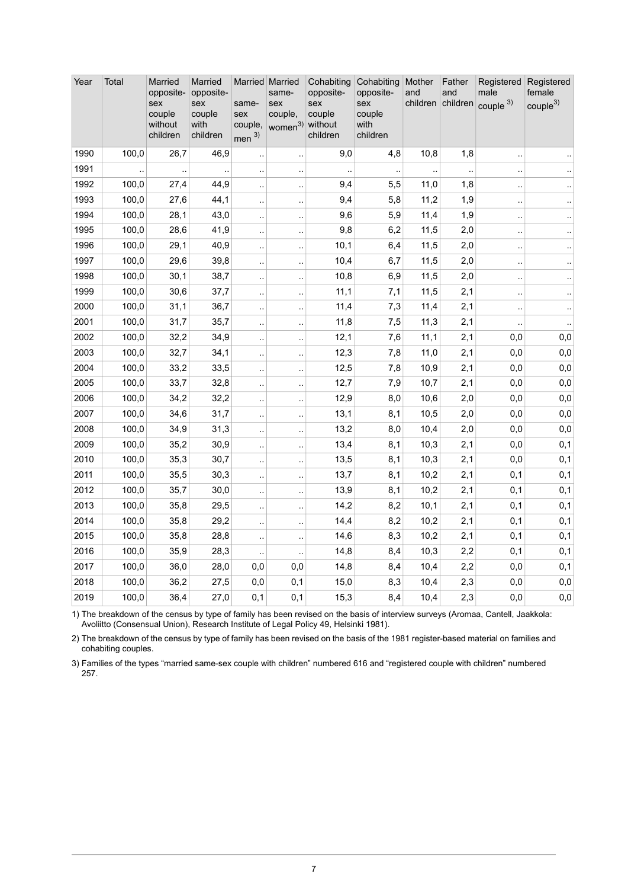| Year | Total | Married opposite-sex couple without children | Married opposite-sex couple with children | Married same-sex couple, men 3) | Married same-sex couple, women3) | Cohabiting opposite-sex couple without children | Cohabiting opposite-sex couple with children | Mother and children | Father and children | Registered male couple 3) | Registered female couple3) |
|---|---|---|---|---|---|---|---|---|---|---|---|
| 1990 | 100,0 | 26,7 | 46,9 | .. | .. | 9,0 | 4,8 | 10,8 | 1,8 | .. | .. |
| 1991 | .. | .. | .. | .. | .. | .. | .. | .. | .. | .. | .. |
| 1992 | 100,0 | 27,4 | 44,9 | .. | .. | 9,4 | 5,5 | 11,0 | 1,8 | .. | .. |
| 1993 | 100,0 | 27,6 | 44,1 | .. | .. | 9,4 | 5,8 | 11,2 | 1,9 | .. | .. |
| 1994 | 100,0 | 28,1 | 43,0 | .. | .. | 9,6 | 5,9 | 11,4 | 1,9 | .. | .. |
| 1995 | 100,0 | 28,6 | 41,9 | .. | .. | 9,8 | 6,2 | 11,5 | 2,0 | .. | .. |
| 1996 | 100,0 | 29,1 | 40,9 | .. | .. | 10,1 | 6,4 | 11,5 | 2,0 | .. | .. |
| 1997 | 100,0 | 29,6 | 39,8 | .. | .. | 10,4 | 6,7 | 11,5 | 2,0 | .. | .. |
| 1998 | 100,0 | 30,1 | 38,7 | .. | .. | 10,8 | 6,9 | 11,5 | 2,0 | .. | .. |
| 1999 | 100,0 | 30,6 | 37,7 | .. | .. | 11,1 | 7,1 | 11,5 | 2,1 | .. | .. |
| 2000 | 100,0 | 31,1 | 36,7 | .. | .. | 11,4 | 7,3 | 11,4 | 2,1 | .. | .. |
| 2001 | 100,0 | 31,7 | 35,7 | .. | .. | 11,8 | 7,5 | 11,3 | 2,1 | .. | .. |
| 2002 | 100,0 | 32,2 | 34,9 | .. | .. | 12,1 | 7,6 | 11,1 | 2,1 | 0,0 | 0,0 |
| 2003 | 100,0 | 32,7 | 34,1 | .. | .. | 12,3 | 7,8 | 11,0 | 2,1 | 0,0 | 0,0 |
| 2004 | 100,0 | 33,2 | 33,5 | .. | .. | 12,5 | 7,8 | 10,9 | 2,1 | 0,0 | 0,0 |
| 2005 | 100,0 | 33,7 | 32,8 | .. | .. | 12,7 | 7,9 | 10,7 | 2,1 | 0,0 | 0,0 |
| 2006 | 100,0 | 34,2 | 32,2 | .. | .. | 12,9 | 8,0 | 10,6 | 2,0 | 0,0 | 0,0 |
| 2007 | 100,0 | 34,6 | 31,7 | .. | .. | 13,1 | 8,1 | 10,5 | 2,0 | 0,0 | 0,0 |
| 2008 | 100,0 | 34,9 | 31,3 | .. | .. | 13,2 | 8,0 | 10,4 | 2,0 | 0,0 | 0,0 |
| 2009 | 100,0 | 35,2 | 30,9 | .. | .. | 13,4 | 8,1 | 10,3 | 2,1 | 0,0 | 0,1 |
| 2010 | 100,0 | 35,3 | 30,7 | .. | .. | 13,5 | 8,1 | 10,3 | 2,1 | 0,0 | 0,1 |
| 2011 | 100,0 | 35,5 | 30,3 | .. | .. | 13,7 | 8,1 | 10,2 | 2,1 | 0,1 | 0,1 |
| 2012 | 100,0 | 35,7 | 30,0 | .. | .. | 13,9 | 8,1 | 10,2 | 2,1 | 0,1 | 0,1 |
| 2013 | 100,0 | 35,8 | 29,5 | .. | .. | 14,2 | 8,2 | 10,1 | 2,1 | 0,1 | 0,1 |
| 2014 | 100,0 | 35,8 | 29,2 | .. | .. | 14,4 | 8,2 | 10,2 | 2,1 | 0,1 | 0,1 |
| 2015 | 100,0 | 35,8 | 28,8 | .. | .. | 14,6 | 8,3 | 10,2 | 2,1 | 0,1 | 0,1 |
| 2016 | 100,0 | 35,9 | 28,3 | .. | .. | 14,8 | 8,4 | 10,3 | 2,2 | 0,1 | 0,1 |
| 2017 | 100,0 | 36,0 | 28,0 | 0,0 | 0,0 | 14,8 | 8,4 | 10,4 | 2,2 | 0,0 | 0,1 |
| 2018 | 100,0 | 36,2 | 27,5 | 0,0 | 0,1 | 15,0 | 8,3 | 10,4 | 2,3 | 0,0 | 0,0 |
| 2019 | 100,0 | 36,4 | 27,0 | 0,1 | 0,1 | 15,3 | 8,4 | 10,4 | 2,3 | 0,0 | 0,0 |

1) The breakdown of the census by type of family has been revised on the basis of interview surveys (Aromaa, Cantell, Jaakkola: Avoliitto (Consensual Union), Research Institute of Legal Policy 49, Helsinki 1981).

2) The breakdown of the census by type of family has been revised on the basis of the 1981 register-based material on families and cohabiting couples.

3) Families of the types "married same-sex couple with children" numbered 616 and "registered couple with children" numbered 257.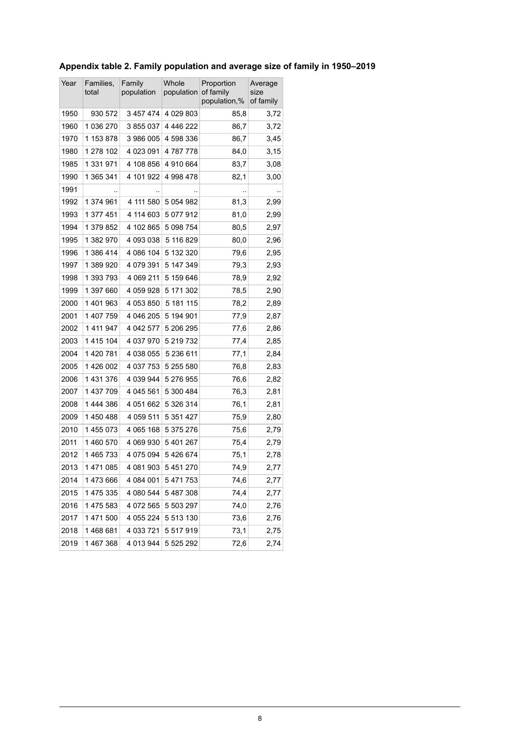## Appendix table 2. Family population and average size of family in 1950–2019

| Year | Families, total | Family population | Whole population | Proportion of family population,% | Average size of family |
|---|---|---|---|---|---|
| 1950 | 930 572 | 3 457 474 | 4 029 803 | 85,8 | 3,72 |
| 1960 | 1 036 270 | 3 855 037 | 4 446 222 | 86,7 | 3,72 |
| 1970 | 1 153 878 | 3 986 005 | 4 598 336 | 86,7 | 3,45 |
| 1980 | 1 278 102 | 4 023 091 | 4 787 778 | 84,0 | 3,15 |
| 1985 | 1 331 971 | 4 108 856 | 4 910 664 | 83,7 | 3,08 |
| 1990 | 1 365 341 | 4 101 922 | 4 998 478 | 82,1 | 3,00 |
| 1991 | .. | .. | .. | .. | .. |
| 1992 | 1 374 961 | 4 111 580 | 5 054 982 | 81,3 | 2,99 |
| 1993 | 1 377 451 | 4 114 603 | 5 077 912 | 81,0 | 2,99 |
| 1994 | 1 379 852 | 4 102 865 | 5 098 754 | 80,5 | 2,97 |
| 1995 | 1 382 970 | 4 093 038 | 5 116 829 | 80,0 | 2,96 |
| 1996 | 1 386 414 | 4 086 104 | 5 132 320 | 79,6 | 2,95 |
| 1997 | 1 389 920 | 4 079 391 | 5 147 349 | 79,3 | 2,93 |
| 1998 | 1 393 793 | 4 069 211 | 5 159 646 | 78,9 | 2,92 |
| 1999 | 1 397 660 | 4 059 928 | 5 171 302 | 78,5 | 2,90 |
| 2000 | 1 401 963 | 4 053 850 | 5 181 115 | 78,2 | 2,89 |
| 2001 | 1 407 759 | 4 046 205 | 5 194 901 | 77,9 | 2,87 |
| 2002 | 1 411 947 | 4 042 577 | 5 206 295 | 77,6 | 2,86 |
| 2003 | 1 415 104 | 4 037 970 | 5 219 732 | 77,4 | 2,85 |
| 2004 | 1 420 781 | 4 038 055 | 5 236 611 | 77,1 | 2,84 |
| 2005 | 1 426 002 | 4 037 753 | 5 255 580 | 76,8 | 2,83 |
| 2006 | 1 431 376 | 4 039 944 | 5 276 955 | 76,6 | 2,82 |
| 2007 | 1 437 709 | 4 045 561 | 5 300 484 | 76,3 | 2,81 |
| 2008 | 1 444 386 | 4 051 662 | 5 326 314 | 76,1 | 2,81 |
| 2009 | 1 450 488 | 4 059 511 | 5 351 427 | 75,9 | 2,80 |
| 2010 | 1 455 073 | 4 065 168 | 5 375 276 | 75,6 | 2,79 |
| 2011 | 1 460 570 | 4 069 930 | 5 401 267 | 75,4 | 2,79 |
| 2012 | 1 465 733 | 4 075 094 | 5 426 674 | 75,1 | 2,78 |
| 2013 | 1 471 085 | 4 081 903 | 5 451 270 | 74,9 | 2,77 |
| 2014 | 1 473 666 | 4 084 001 | 5 471 753 | 74,6 | 2,77 |
| 2015 | 1 475 335 | 4 080 544 | 5 487 308 | 74,4 | 2,77 |
| 2016 | 1 475 583 | 4 072 565 | 5 503 297 | 74,0 | 2,76 |
| 2017 | 1 471 500 | 4 055 224 | 5 513 130 | 73,6 | 2,76 |
| 2018 | 1 468 681 | 4 033 721 | 5 517 919 | 73,1 | 2,75 |
| 2019 | 1 467 368 | 4 013 944 | 5 525 292 | 72,6 | 2,74 |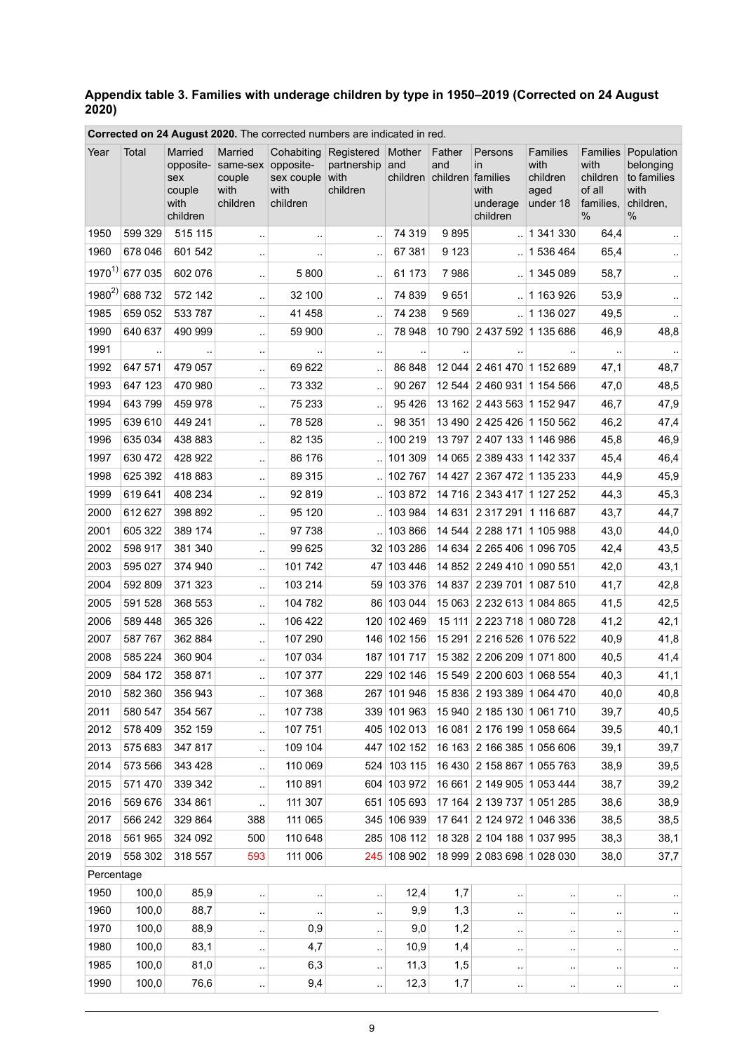**Appendix table 3. Families with underage children by type in 1950–2019 (Corrected on 24 August 2020)**

**Corrected on 24 August 2020.** The corrected numbers are indicated in red.

| Year | Total | Married opposite-sex couple with children | Married same-sex couple with children | Cohabiting opposite-sex couple with children | Registered partnership with children | Mother and children | Father and children | Persons in families with underage children | Families with children aged under 18 | Families with children of all families, % | Population belonging to families with children, % |
|---|---|---|---|---|---|---|---|---|---|---|---|
| 1950 | 599 329 | 515 115 | .. | .. | .. | 74 319 | 9 895 | .. | 1 341 330 | 64,4 | .. |
| 1960 | 678 046 | 601 542 | .. | .. | .. | 67 381 | 9 123 | .. | 1 536 464 | 65,4 | .. |
| 1970[1] | 677 035 | 602 076 | .. | 5 800 | .. | 61 173 | 7 986 | .. | 1 345 089 | 58,7 | .. |
| 1980[2] | 688 732 | 572 142 | .. | 32 100 | .. | 74 839 | 9 651 | .. | 1 163 926 | 53,9 | .. |
| 1985 | 659 052 | 533 787 | .. | 41 458 | .. | 74 238 | 9 569 | .. | 1 136 027 | 49,5 | .. |
| 1990 | 640 637 | 490 999 | .. | 59 900 | .. | 78 948 | 10 790 | 2 437 592 | 1 135 686 | 46,9 | 48,8 |
| 1991 | .. | .. | .. | .. | .. | .. | .. | .. | .. | .. | .. |
| 1992 | 647 571 | 479 057 | .. | 69 622 | .. | 86 848 | 12 044 | 2 461 470 | 1 152 689 | 47,1 | 48,7 |
| 1993 | 647 123 | 470 980 | .. | 73 332 | .. | 90 267 | 12 544 | 2 460 931 | 1 154 566 | 47,0 | 48,5 |
| 1994 | 643 799 | 459 978 | .. | 75 233 | .. | 95 426 | 13 162 | 2 443 563 | 1 152 947 | 46,7 | 47,9 |
| 1995 | 639 610 | 449 241 | .. | 78 528 | .. | 98 351 | 13 490 | 2 425 426 | 1 150 562 | 46,2 | 47,4 |
| 1996 | 635 034 | 438 883 | .. | 82 135 | .. | 100 219 | 13 797 | 2 407 133 | 1 146 986 | 45,8 | 46,9 |
| 1997 | 630 472 | 428 922 | .. | 86 176 | .. | 101 309 | 14 065 | 2 389 433 | 1 142 337 | 45,4 | 46,4 |
| 1998 | 625 392 | 418 883 | .. | 89 315 | .. | 102 767 | 14 427 | 2 367 472 | 1 135 233 | 44,9 | 45,9 |
| 1999 | 619 641 | 408 234 | .. | 92 819 | .. | 103 872 | 14 716 | 2 343 417 | 1 127 252 | 44,3 | 45,3 |
| 2000 | 612 627 | 398 892 | .. | 95 120 | .. | 103 984 | 14 631 | 2 317 291 | 1 116 687 | 43,7 | 44,7 |
| 2001 | 605 322 | 389 174 | .. | 97 738 | .. | 103 866 | 14 544 | 2 288 171 | 1 105 988 | 43,0 | 44,0 |
| 2002 | 598 917 | 381 340 | .. | 99 625 | 32 | 103 286 | 14 634 | 2 265 406 | 1 096 705 | 42,4 | 43,5 |
| 2003 | 595 027 | 374 940 | .. | 101 742 | 47 | 103 446 | 14 852 | 2 249 410 | 1 090 551 | 42,0 | 43,1 |
| 2004 | 592 809 | 371 323 | .. | 103 214 | 59 | 103 376 | 14 837 | 2 239 701 | 1 087 510 | 41,7 | 42,8 |
| 2005 | 591 528 | 368 553 | .. | 104 782 | 86 | 103 044 | 15 063 | 2 232 613 | 1 084 865 | 41,5 | 42,5 |
| 2006 | 589 448 | 365 326 | .. | 106 422 | 120 | 102 469 | 15 111 | 2 223 718 | 1 080 728 | 41,2 | 42,1 |
| 2007 | 587 767 | 362 884 | .. | 107 290 | 146 | 102 156 | 15 291 | 2 216 526 | 1 076 522 | 40,9 | 41,8 |
| 2008 | 585 224 | 360 904 | .. | 107 034 | 187 | 101 717 | 15 382 | 2 206 209 | 1 071 800 | 40,5 | 41,4 |
| 2009 | 584 172 | 358 871 | .. | 107 377 | 229 | 102 146 | 15 549 | 2 200 603 | 1 068 554 | 40,3 | 41,1 |
| 2010 | 582 360 | 356 943 | .. | 107 368 | 267 | 101 946 | 15 836 | 2 193 389 | 1 064 470 | 40,0 | 40,8 |
| 2011 | 580 547 | 354 567 | .. | 107 738 | 339 | 101 963 | 15 940 | 2 185 130 | 1 061 710 | 39,7 | 40,5 |
| 2012 | 578 409 | 352 159 | .. | 107 751 | 405 | 102 013 | 16 081 | 2 176 199 | 1 058 664 | 39,5 | 40,1 |
| 2013 | 575 683 | 347 817 | .. | 109 104 | 447 | 102 152 | 16 163 | 2 166 385 | 1 056 606 | 39,1 | 39,7 |
| 2014 | 573 566 | 343 428 | .. | 110 069 | 524 | 103 115 | 16 430 | 2 158 867 | 1 055 763 | 38,9 | 39,5 |
| 2015 | 571 470 | 339 342 | .. | 110 891 | 604 | 103 972 | 16 661 | 2 149 905 | 1 053 444 | 38,7 | 39,2 |
| 2016 | 569 676 | 334 861 | .. | 111 307 | 651 | 105 693 | 17 164 | 2 139 737 | 1 051 285 | 38,6 | 38,9 |
| 2017 | 566 242 | 329 864 | 388 | 111 065 | 345 | 106 939 | 17 641 | 2 124 972 | 1 046 336 | 38,5 | 38,5 |
| 2018 | 561 965 | 324 092 | 500 | 110 648 | 285 | 108 112 | 18 328 | 2 104 188 | 1 037 995 | 38,3 | 38,1 |
| 2019 | 558 302 | 318 557 | 593 | 111 006 | 245 | 108 902 | 18 999 | 2 083 698 | 1 028 030 | 38,0 | 37,7 |
| Percentage | | | | | | | | | | | |
| 1950 | 100,0 | 85,9 | .. | .. | .. | 12,4 | 1,7 | .. | .. | .. | .. |
| 1960 | 100,0 | 88,7 | .. | .. | .. | 9,9 | 1,3 | .. | .. | .. | .. |
| 1970 | 100,0 | 88,9 | .. | 0,9 | .. | 9,0 | 1,2 | .. | .. | .. | .. |
| 1980 | 100,0 | 83,1 | .. | 4,7 | .. | 10,9 | 1,4 | .. | .. | .. | .. |
| 1985 | 100,0 | 81,0 | .. | 6,3 | .. | 11,3 | 1,5 | .. | .. | .. | .. |
| 1990 | 100,0 | 76,6 | .. | 9,4 | .. | 12,3 | 1,7 | .. | .. | .. | .. |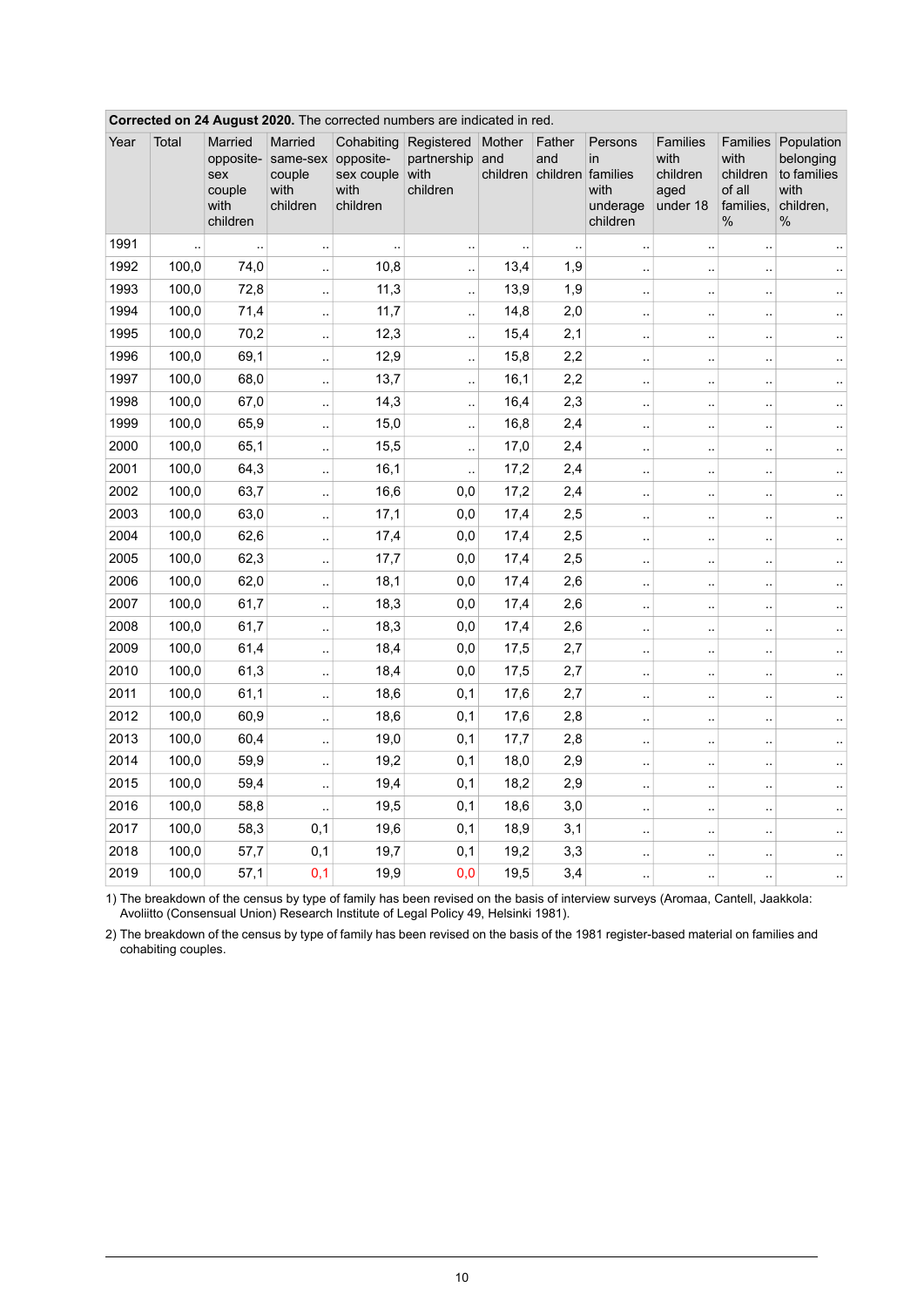**Corrected on 24 August 2020.** The corrected numbers are indicated in red.

| Year | Total | Married opposite-sex couple with children | Married same-sex couple with children | Cohabiting opposite-sex couple with children | Registered partnership with children | Mother and children | Father and children | Persons in families with underage children | Families with children aged under 18 | Families with children of all families, % | Population belonging to families with children, % |
|---|---|---|---|---|---|---|---|---|---|---|---|
| 1991 | .. | .. | .. | .. | .. | .. | .. | .. | .. | .. | .. |
| 1992 | 100,0 | 74,0 | .. | 10,8 | .. | 13,4 | 1,9 | .. | .. | .. | .. |
| 1993 | 100,0 | 72,8 | .. | 11,3 | .. | 13,9 | 1,9 | .. | .. | .. | .. |
| 1994 | 100,0 | 71,4 | .. | 11,7 | .. | 14,8 | 2,0 | .. | .. | .. | .. |
| 1995 | 100,0 | 70,2 | .. | 12,3 | .. | 15,4 | 2,1 | .. | .. | .. | .. |
| 1996 | 100,0 | 69,1 | .. | 12,9 | .. | 15,8 | 2,2 | .. | .. | .. | .. |
| 1997 | 100,0 | 68,0 | .. | 13,7 | .. | 16,1 | 2,2 | .. | .. | .. | .. |
| 1998 | 100,0 | 67,0 | .. | 14,3 | .. | 16,4 | 2,3 | .. | .. | .. | .. |
| 1999 | 100,0 | 65,9 | .. | 15,0 | .. | 16,8 | 2,4 | .. | .. | .. | .. |
| 2000 | 100,0 | 65,1 | .. | 15,5 | .. | 17,0 | 2,4 | .. | .. | .. | .. |
| 2001 | 100,0 | 64,3 | .. | 16,1 | .. | 17,2 | 2,4 | .. | .. | .. | .. |
| 2002 | 100,0 | 63,7 | .. | 16,6 | 0,0 | 17,2 | 2,4 | .. | .. | .. | .. |
| 2003 | 100,0 | 63,0 | .. | 17,1 | 0,0 | 17,4 | 2,5 | .. | .. | .. | .. |
| 2004 | 100,0 | 62,6 | .. | 17,4 | 0,0 | 17,4 | 2,5 | .. | .. | .. | .. |
| 2005 | 100,0 | 62,3 | .. | 17,7 | 0,0 | 17,4 | 2,5 | .. | .. | .. | .. |
| 2006 | 100,0 | 62,0 | .. | 18,1 | 0,0 | 17,4 | 2,6 | .. | .. | .. | .. |
| 2007 | 100,0 | 61,7 | .. | 18,3 | 0,0 | 17,4 | 2,6 | .. | .. | .. | .. |
| 2008 | 100,0 | 61,7 | .. | 18,3 | 0,0 | 17,4 | 2,6 | .. | .. | .. | .. |
| 2009 | 100,0 | 61,4 | .. | 18,4 | 0,0 | 17,5 | 2,7 | .. | .. | .. | .. |
| 2010 | 100,0 | 61,3 | .. | 18,4 | 0,0 | 17,5 | 2,7 | .. | .. | .. | .. |
| 2011 | 100,0 | 61,1 | .. | 18,6 | 0,1 | 17,6 | 2,7 | .. | .. | .. | .. |
| 2012 | 100,0 | 60,9 | .. | 18,6 | 0,1 | 17,6 | 2,8 | .. | .. | .. | .. |
| 2013 | 100,0 | 60,4 | .. | 19,0 | 0,1 | 17,7 | 2,8 | .. | .. | .. | .. |
| 2014 | 100,0 | 59,9 | .. | 19,2 | 0,1 | 18,0 | 2,9 | .. | .. | .. | .. |
| 2015 | 100,0 | 59,4 | .. | 19,4 | 0,1 | 18,2 | 2,9 | .. | .. | .. | .. |
| 2016 | 100,0 | 58,8 | .. | 19,5 | 0,1 | 18,6 | 3,0 | .. | .. | .. | .. |
| 2017 | 100,0 | 58,3 | 0,1 | 19,6 | 0,1 | 18,9 | 3,1 | .. | .. | .. | .. |
| 2018 | 100,0 | 57,7 | 0,1 | 19,7 | 0,1 | 19,2 | 3,3 | .. | .. | .. | .. |
| 2019 | 100,0 | 57,1 | 0,1 | 19,9 | 0,0 | 19,5 | 3,4 | .. | .. | .. | .. |

1) The breakdown of the census by type of family has been revised on the basis of interview surveys (Aromaa, Cantell, Jaakkola: Avoliitto (Consensual Union) Research Institute of Legal Policy 49, Helsinki 1981).

2) The breakdown of the census by type of family has been revised on the basis of the 1981 register-based material on families and cohabiting couples.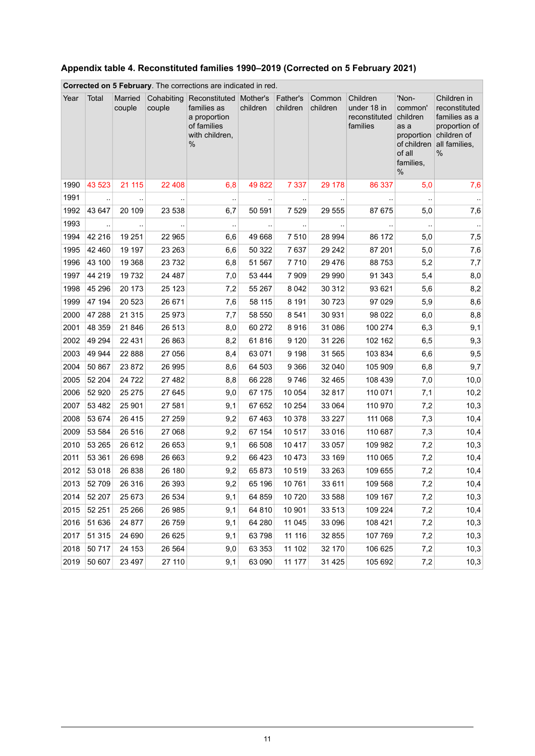### Appendix table 4. Reconstituted families 1990–2019 (Corrected on 5 February 2021)

**Corrected on 5 February**. The corrections are indicated in red.

| Year | Total | Married couple | Cohabiting couple | Reconstituted families as a proportion of families with children, % | Mother's children | Father's children | Common children | Children under 18 in reconstituted families | 'Non-common' children as a proportion of children of all families, % | Children in reconstituted families as a proportion of children of all families, % |
|---|---|---|---|---|---|---|---|---|---|---|
| 1990 | 43 523 | 21 115 | 22 408 | 6,8 | 49 822 | 7 337 | 29 178 | 86 337 | 5,0 | 7,6 |
| 1991 | .. | .. | .. | .. | .. | .. | .. | .. | .. | .. |
| 1992 | 43 647 | 20 109 | 23 538 | 6,7 | 50 591 | 7 529 | 29 555 | 87 675 | 5,0 | 7,6 |
| 1993 | .. | .. | .. | .. | .. | .. | .. | .. | .. | .. |
| 1994 | 42 216 | 19 251 | 22 965 | 6,6 | 49 668 | 7 510 | 28 994 | 86 172 | 5,0 | 7,5 |
| 1995 | 42 460 | 19 197 | 23 263 | 6,6 | 50 322 | 7 637 | 29 242 | 87 201 | 5,0 | 7,6 |
| 1996 | 43 100 | 19 368 | 23 732 | 6,8 | 51 567 | 7 710 | 29 476 | 88 753 | 5,2 | 7,7 |
| 1997 | 44 219 | 19 732 | 24 487 | 7,0 | 53 444 | 7 909 | 29 990 | 91 343 | 5,4 | 8,0 |
| 1998 | 45 296 | 20 173 | 25 123 | 7,2 | 55 267 | 8 042 | 30 312 | 93 621 | 5,6 | 8,2 |
| 1999 | 47 194 | 20 523 | 26 671 | 7,6 | 58 115 | 8 191 | 30 723 | 97 029 | 5,9 | 8,6 |
| 2000 | 47 288 | 21 315 | 25 973 | 7,7 | 58 550 | 8 541 | 30 931 | 98 022 | 6,0 | 8,8 |
| 2001 | 48 359 | 21 846 | 26 513 | 8,0 | 60 272 | 8 916 | 31 086 | 100 274 | 6,3 | 9,1 |
| 2002 | 49 294 | 22 431 | 26 863 | 8,2 | 61 816 | 9 120 | 31 226 | 102 162 | 6,5 | 9,3 |
| 2003 | 49 944 | 22 888 | 27 056 | 8,4 | 63 071 | 9 198 | 31 565 | 103 834 | 6,6 | 9,5 |
| 2004 | 50 867 | 23 872 | 26 995 | 8,6 | 64 503 | 9 366 | 32 040 | 105 909 | 6,8 | 9,7 |
| 2005 | 52 204 | 24 722 | 27 482 | 8,8 | 66 228 | 9 746 | 32 465 | 108 439 | 7,0 | 10,0 |
| 2006 | 52 920 | 25 275 | 27 645 | 9,0 | 67 175 | 10 054 | 32 817 | 110 071 | 7,1 | 10,2 |
| 2007 | 53 482 | 25 901 | 27 581 | 9,1 | 67 652 | 10 254 | 33 064 | 110 970 | 7,2 | 10,3 |
| 2008 | 53 674 | 26 415 | 27 259 | 9,2 | 67 463 | 10 378 | 33 227 | 111 068 | 7,3 | 10,4 |
| 2009 | 53 584 | 26 516 | 27 068 | 9,2 | 67 154 | 10 517 | 33 016 | 110 687 | 7,3 | 10,4 |
| 2010 | 53 265 | 26 612 | 26 653 | 9,1 | 66 508 | 10 417 | 33 057 | 109 982 | 7,2 | 10,3 |
| 2011 | 53 361 | 26 698 | 26 663 | 9,2 | 66 423 | 10 473 | 33 169 | 110 065 | 7,2 | 10,4 |
| 2012 | 53 018 | 26 838 | 26 180 | 9,2 | 65 873 | 10 519 | 33 263 | 109 655 | 7,2 | 10,4 |
| 2013 | 52 709 | 26 316 | 26 393 | 9,2 | 65 196 | 10 761 | 33 611 | 109 568 | 7,2 | 10,4 |
| 2014 | 52 207 | 25 673 | 26 534 | 9,1 | 64 859 | 10 720 | 33 588 | 109 167 | 7,2 | 10,3 |
| 2015 | 52 251 | 25 266 | 26 985 | 9,1 | 64 810 | 10 901 | 33 513 | 109 224 | 7,2 | 10,4 |
| 2016 | 51 636 | 24 877 | 26 759 | 9,1 | 64 280 | 11 045 | 33 096 | 108 421 | 7,2 | 10,3 |
| 2017 | 51 315 | 24 690 | 26 625 | 9,1 | 63 798 | 11 116 | 32 855 | 107 769 | 7,2 | 10,3 |
| 2018 | 50 717 | 24 153 | 26 564 | 9,0 | 63 353 | 11 102 | 32 170 | 106 625 | 7,2 | 10,3 |
| 2019 | 50 607 | 23 497 | 27 110 | 9,1 | 63 090 | 11 177 | 31 425 | 105 692 | 7,2 | 10,3 |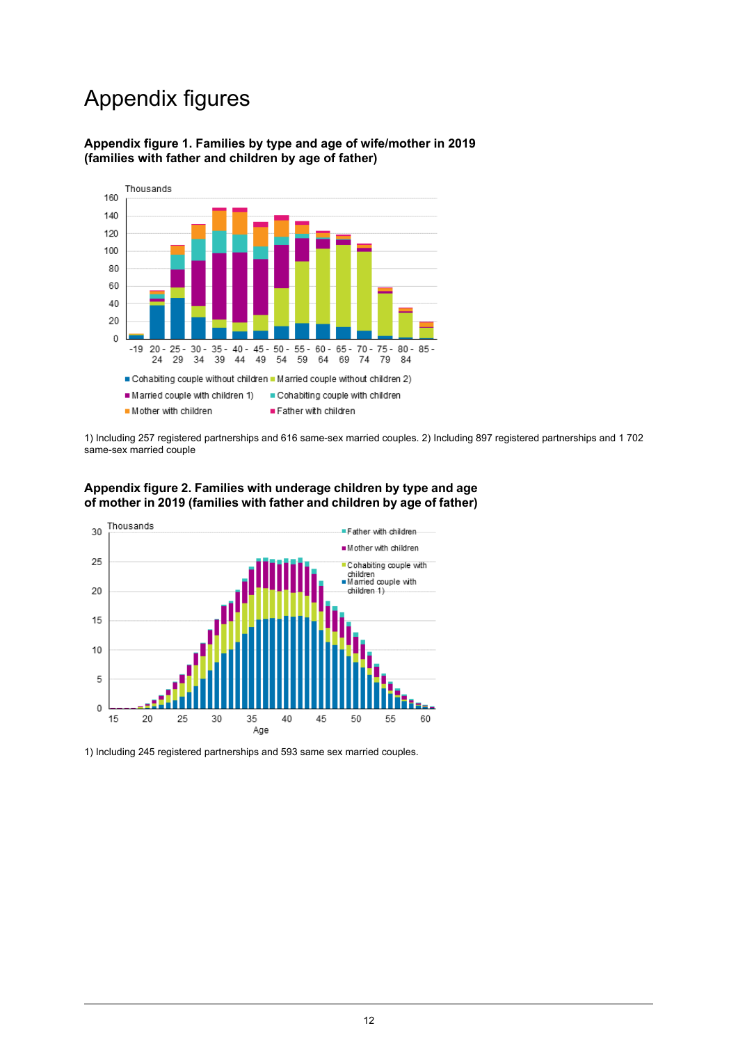# Appendix figures

**Appendix figure 1. Families by type and age of wife/mother in 2019 (families with father and children by age of father)**

1) Including 257 registered partnerships and 616 same-sex married couples. 2) Including 897 registered partnerships and 1 702 same-sex married couple

**Appendix figure 2. Families with underage children by type and age of mother in 2019 (families with father and children by age of father)**

1) Including 245 registered partnerships and 593 same sex married couples.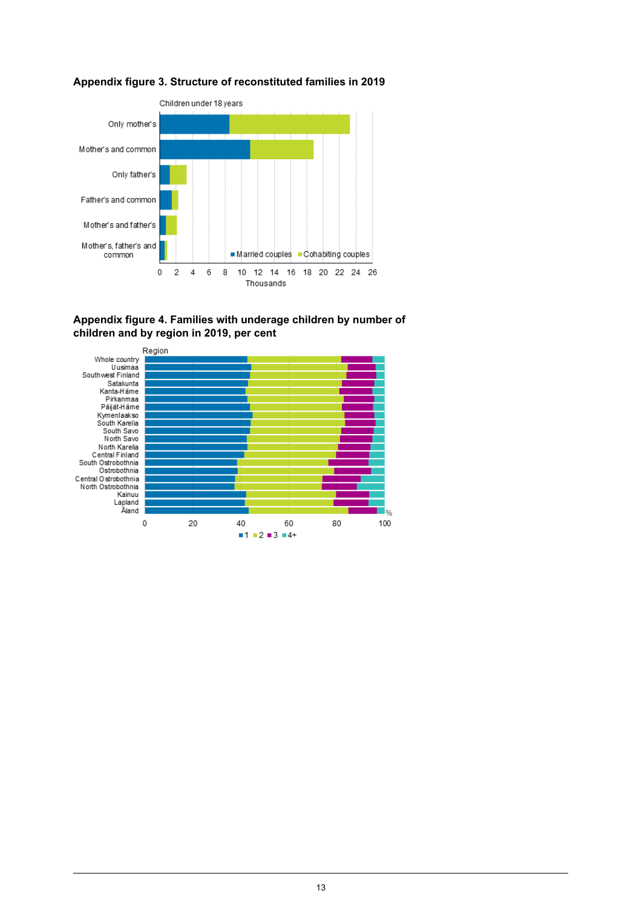**Appendix figure 3. Structure of reconstituted families in 2019**

Children under 18 years

Only mother's

Mother's and common

Only father's

Father's and common

Mother's and father's

Mother's, father's and common

■ Married couples ■ Cohabiting couples

0 2 4 6 8 10 12 14 16 18 20 22 24 26

Thousands

**Appendix figure 4. Families with underage children by number of children and by region in 2019, per cent**

Region

Whole country
Uusimaa
Southwest Finland
Satakunta
Kanta-Häme
Pirkanmaa
Päijät-Häme
Kymenlaakso
South Karelia
South Savo
North Savo
North Karelia
Central Finland
South Ostrobothnia
Ostrobothnia
Central Ostrobothnia
North Ostrobothnia
Kainuu
Lapland
Åland

0 20 40 60 80 100 %

■ 1 ■ 2 ■ 3 ■ 4+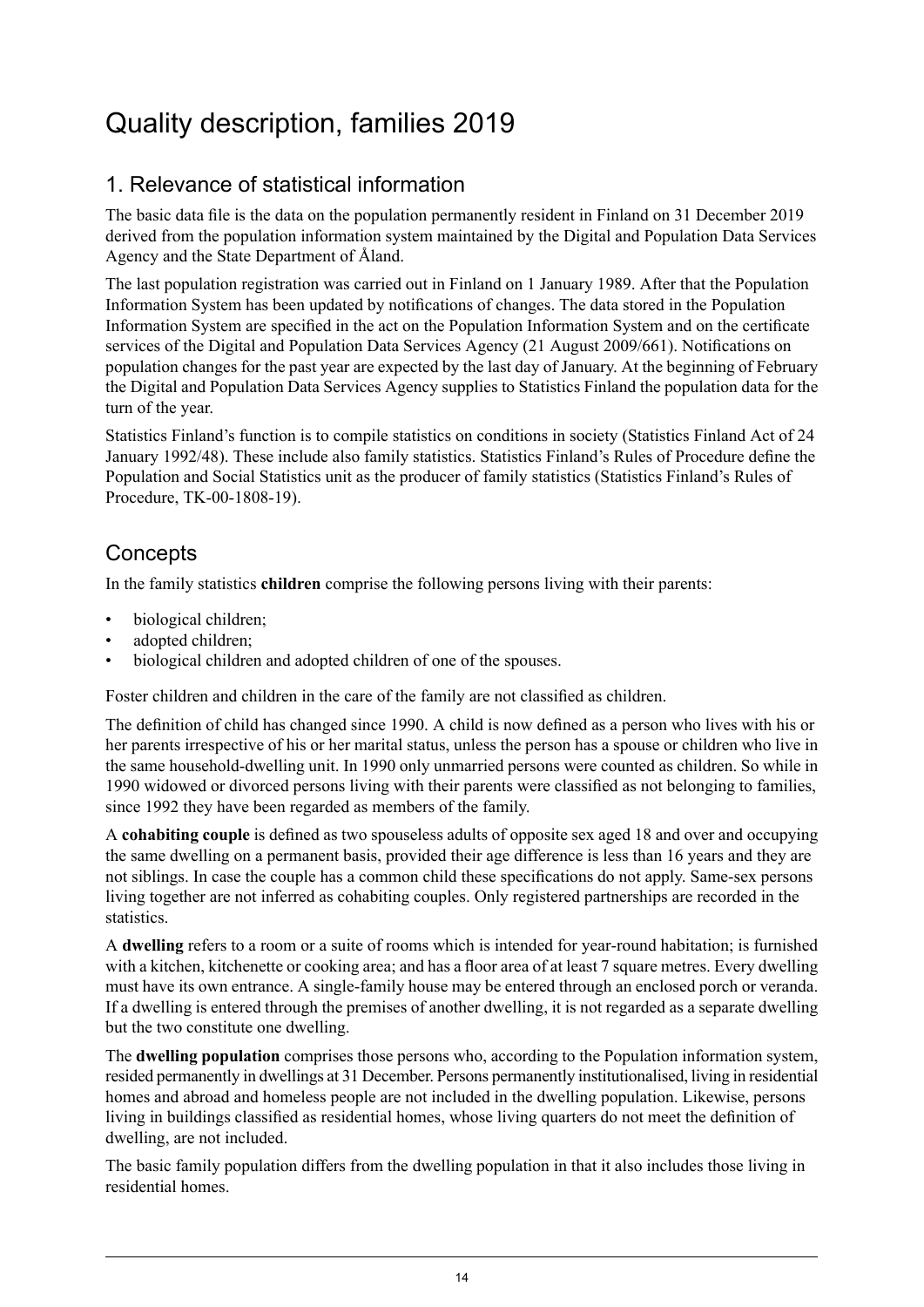# Quality description, families 2019

## 1. Relevance of statistical information

The basic data file is the data on the population permanently resident in Finland on 31 December 2019 derived from the population information system maintained by the Digital and Population Data Services Agency and the State Department of Åland.

The last population registration was carried out in Finland on 1 January 1989. After that the Population Information System has been updated by notifications of changes. The data stored in the Population Information System are specified in the act on the Population Information System and on the certificate services of the Digital and Population Data Services Agency (21 August 2009/661). Notifications on population changes for the past year are expected by the last day of January. At the beginning of February the Digital and Population Data Services Agency supplies to Statistics Finland the population data for the turn of the year.

Statistics Finland's function is to compile statistics on conditions in society (Statistics Finland Act of 24 January 1992/48). These include also family statistics. Statistics Finland's Rules of Procedure define the Population and Social Statistics unit as the producer of family statistics (Statistics Finland's Rules of Procedure, TK-00-1808-19).

## Concepts

In the family statistics **children** comprise the following persons living with their parents:

- biological children;
- adopted children;
- biological children and adopted children of one of the spouses.

Foster children and children in the care of the family are not classified as children.

The definition of child has changed since 1990. A child is now defined as a person who lives with his or her parents irrespective of his or her marital status, unless the person has a spouse or children who live in the same household-dwelling unit. In 1990 only unmarried persons were counted as children. So while in 1990 widowed or divorced persons living with their parents were classified as not belonging to families, since 1992 they have been regarded as members of the family.

A **cohabiting couple** is defined as two spouseless adults of opposite sex aged 18 and over and occupying the same dwelling on a permanent basis, provided their age difference is less than 16 years and they are not siblings. In case the couple has a common child these specifications do not apply. Same-sex persons living together are not inferred as cohabiting couples. Only registered partnerships are recorded in the statistics.

A **dwelling** refers to a room or a suite of rooms which is intended for year-round habitation; is furnished with a kitchen, kitchenette or cooking area; and has a floor area of at least 7 square metres. Every dwelling must have its own entrance. A single-family house may be entered through an enclosed porch or veranda. If a dwelling is entered through the premises of another dwelling, it is not regarded as a separate dwelling but the two constitute one dwelling.

The **dwelling population** comprises those persons who, according to the Population information system, resided permanently in dwellings at 31 December. Persons permanently institutionalised, living in residential homes and abroad and homeless people are not included in the dwelling population. Likewise, persons living in buildings classified as residential homes, whose living quarters do not meet the definition of dwelling, are not included.

The basic family population differs from the dwelling population in that it also includes those living in residential homes.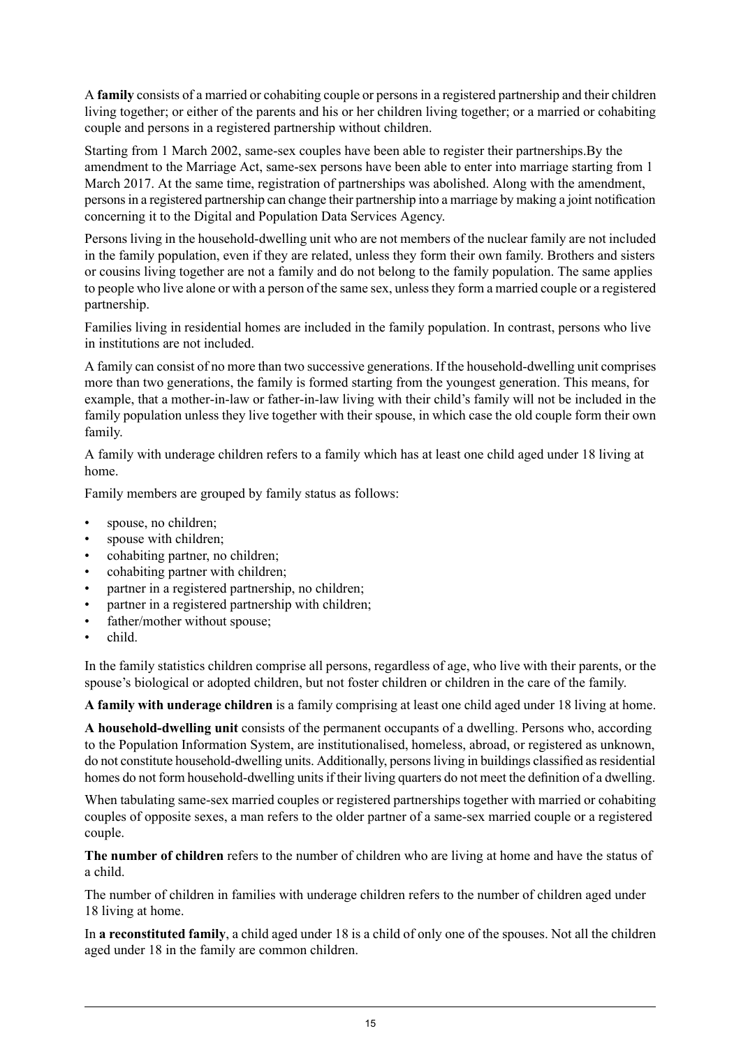A **family** consists of a married or cohabiting couple or persons in a registered partnership and their children living together; or either of the parents and his or her children living together; or a married or cohabiting couple and persons in a registered partnership without children.

Starting from 1 March 2002, same-sex couples have been able to register their partnerships.By the amendment to the Marriage Act, same-sex persons have been able to enter into marriage starting from 1 March 2017. At the same time, registration of partnerships was abolished. Along with the amendment, persons in a registered partnership can change their partnership into a marriage by making a joint notification concerning it to the Digital and Population Data Services Agency.

Persons living in the household-dwelling unit who are not members of the nuclear family are not included in the family population, even if they are related, unless they form their own family. Brothers and sisters or cousins living together are not a family and do not belong to the family population. The same applies to people who live alone or with a person of the same sex, unless they form a married couple or a registered partnership.

Families living in residential homes are included in the family population. In contrast, persons who live in institutions are not included.

A family can consist of no more than two successive generations. If the household-dwelling unit comprises more than two generations, the family is formed starting from the youngest generation. This means, for example, that a mother-in-law or father-in-law living with their child's family will not be included in the family population unless they live together with their spouse, in which case the old couple form their own family.

A family with underage children refers to a family which has at least one child aged under 18 living at home.

Family members are grouped by family status as follows:

- spouse, no children;
- spouse with children;
- cohabiting partner, no children;
- cohabiting partner with children;
- partner in a registered partnership, no children;
- partner in a registered partnership with children;
- father/mother without spouse;
- child.

In the family statistics children comprise all persons, regardless of age, who live with their parents, or the spouse's biological or adopted children, but not foster children or children in the care of the family.

**A family with underage children** is a family comprising at least one child aged under 18 living at home.

**A household-dwelling unit** consists of the permanent occupants of a dwelling. Persons who, according to the Population Information System, are institutionalised, homeless, abroad, or registered as unknown, do not constitute household-dwelling units. Additionally, persons living in buildings classified as residential homes do not form household-dwelling units if their living quarters do not meet the definition of a dwelling.

When tabulating same-sex married couples or registered partnerships together with married or cohabiting couples of opposite sexes, a man refers to the older partner of a same-sex married couple or a registered couple.

**The number of children** refers to the number of children who are living at home and have the status of a child.

The number of children in families with underage children refers to the number of children aged under 18 living at home.

In **a reconstituted family**, a child aged under 18 is a child of only one of the spouses. Not all the children aged under 18 in the family are common children.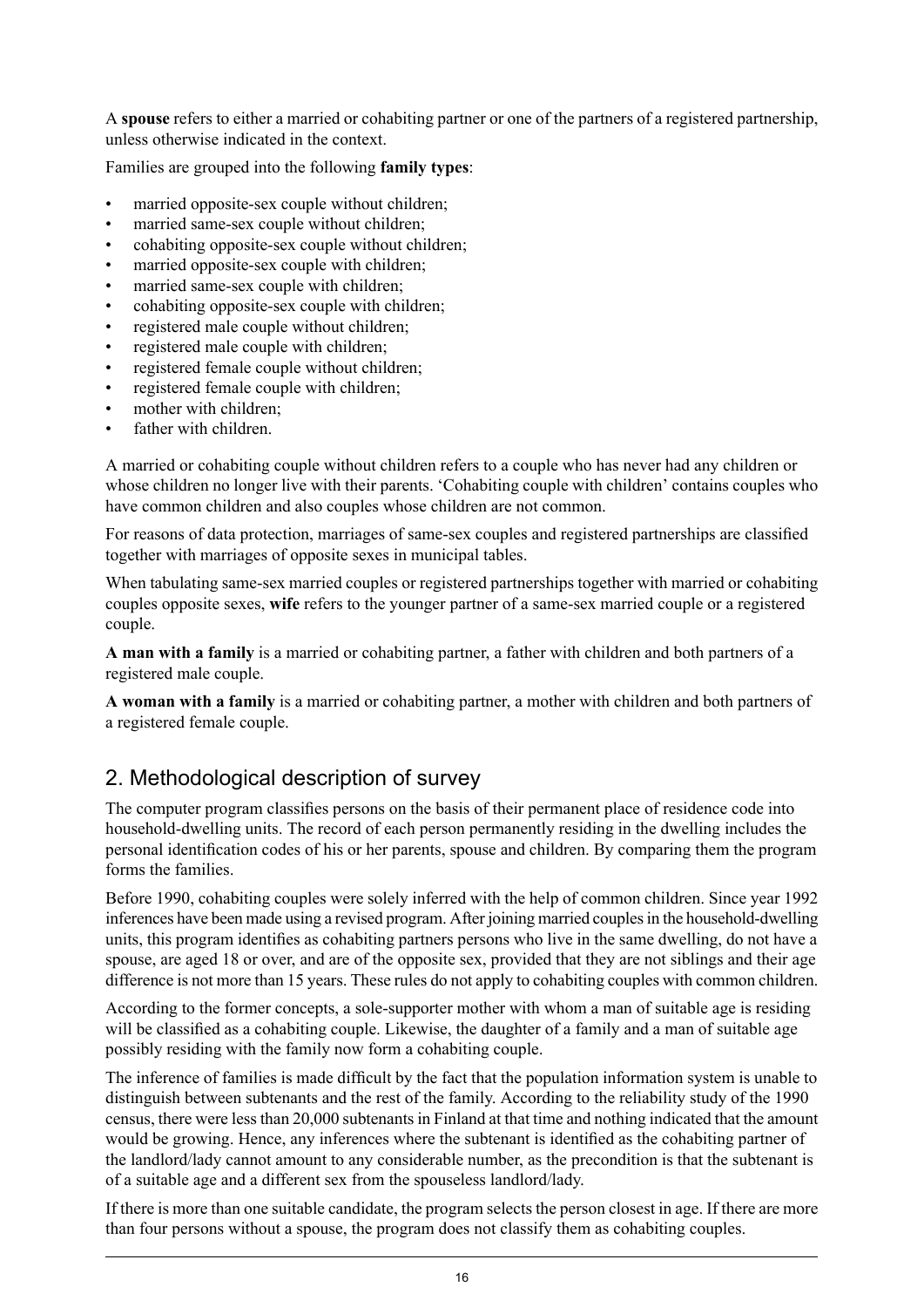A **spouse** refers to either a married or cohabiting partner or one of the partners of a registered partnership, unless otherwise indicated in the context.

Families are grouped into the following **family types**:

- married opposite-sex couple without children;
- married same-sex couple without children;
- cohabiting opposite-sex couple without children;
- married opposite-sex couple with children;
- married same-sex couple with children;
- cohabiting opposite-sex couple with children;
- registered male couple without children;
- registered male couple with children;
- registered female couple without children;
- registered female couple with children;
- mother with children;
- father with children.

A married or cohabiting couple without children refers to a couple who has never had any children or whose children no longer live with their parents. 'Cohabiting couple with children' contains couples who have common children and also couples whose children are not common.

For reasons of data protection, marriages of same-sex couples and registered partnerships are classified together with marriages of opposite sexes in municipal tables.

When tabulating same-sex married couples or registered partnerships together with married or cohabiting couples opposite sexes, **wife** refers to the younger partner of a same-sex married couple or a registered couple.

**A man with a family** is a married or cohabiting partner, a father with children and both partners of a registered male couple.

**A woman with a family** is a married or cohabiting partner, a mother with children and both partners of a registered female couple.

## 2. Methodological description of survey

The computer program classifies persons on the basis of their permanent place of residence code into household-dwelling units. The record of each person permanently residing in the dwelling includes the personal identification codes of his or her parents, spouse and children. By comparing them the program forms the families.

Before 1990, cohabiting couples were solely inferred with the help of common children. Since year 1992 inferences have been made using a revised program. After joining married couples in the household-dwelling units, this program identifies as cohabiting partners persons who live in the same dwelling, do not have a spouse, are aged 18 or over, and are of the opposite sex, provided that they are not siblings and their age difference is not more than 15 years. These rules do not apply to cohabiting couples with common children.

According to the former concepts, a sole-supporter mother with whom a man of suitable age is residing will be classified as a cohabiting couple. Likewise, the daughter of a family and a man of suitable age possibly residing with the family now form a cohabiting couple.

The inference of families is made difficult by the fact that the population information system is unable to distinguish between subtenants and the rest of the family. According to the reliability study of the 1990 census, there were less than 20,000 subtenants in Finland at that time and nothing indicated that the amount would be growing. Hence, any inferences where the subtenant is identified as the cohabiting partner of the landlord/lady cannot amount to any considerable number, as the precondition is that the subtenant is of a suitable age and a different sex from the spouseless landlord/lady.

If there is more than one suitable candidate, the program selects the person closest in age. If there are more than four persons without a spouse, the program does not classify them as cohabiting couples.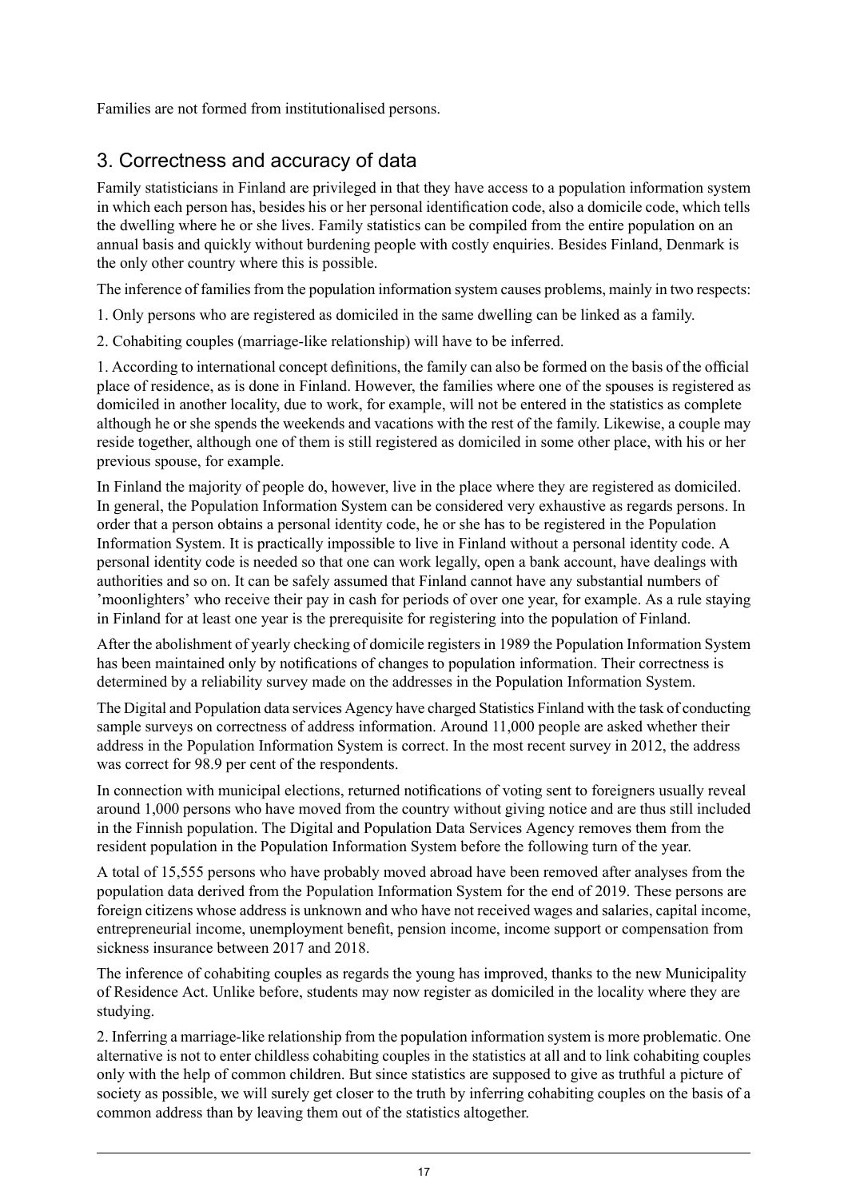Families are not formed from institutionalised persons.

## 3. Correctness and accuracy of data

Family statisticians in Finland are privileged in that they have access to a population information system in which each person has, besides his or her personal identification code, also a domicile code, which tells the dwelling where he or she lives. Family statistics can be compiled from the entire population on an annual basis and quickly without burdening people with costly enquiries. Besides Finland, Denmark is the only other country where this is possible.

The inference of families from the population information system causes problems, mainly in two respects:

1. Only persons who are registered as domiciled in the same dwelling can be linked as a family.

2. Cohabiting couples (marriage-like relationship) will have to be inferred.

1. According to international concept definitions, the family can also be formed on the basis of the official place of residence, as is done in Finland. However, the families where one of the spouses is registered as domiciled in another locality, due to work, for example, will not be entered in the statistics as complete although he or she spends the weekends and vacations with the rest of the family. Likewise, a couple may reside together, although one of them is still registered as domiciled in some other place, with his or her previous spouse, for example.

In Finland the majority of people do, however, live in the place where they are registered as domiciled. In general, the Population Information System can be considered very exhaustive as regards persons. In order that a person obtains a personal identity code, he or she has to be registered in the Population Information System. It is practically impossible to live in Finland without a personal identity code. A personal identity code is needed so that one can work legally, open a bank account, have dealings with authorities and so on. It can be safely assumed that Finland cannot have any substantial numbers of 'moonlighters' who receive their pay in cash for periods of over one year, for example. As a rule staying in Finland for at least one year is the prerequisite for registering into the population of Finland.

After the abolishment of yearly checking of domicile registers in 1989 the Population Information System has been maintained only by notifications of changes to population information. Their correctness is determined by a reliability survey made on the addresses in the Population Information System.

The Digital and Population data services Agency have charged Statistics Finland with the task of conducting sample surveys on correctness of address information. Around 11,000 people are asked whether their address in the Population Information System is correct. In the most recent survey in 2012, the address was correct for 98.9 per cent of the respondents.

In connection with municipal elections, returned notifications of voting sent to foreigners usually reveal around 1,000 persons who have moved from the country without giving notice and are thus still included in the Finnish population. The Digital and Population Data Services Agency removes them from the resident population in the Population Information System before the following turn of the year.

A total of 15,555 persons who have probably moved abroad have been removed after analyses from the population data derived from the Population Information System for the end of 2019. These persons are foreign citizens whose address is unknown and who have not received wages and salaries, capital income, entrepreneurial income, unemployment benefit, pension income, income support or compensation from sickness insurance between 2017 and 2018.

The inference of cohabiting couples as regards the young has improved, thanks to the new Municipality of Residence Act. Unlike before, students may now register as domiciled in the locality where they are studying.

2. Inferring a marriage-like relationship from the population information system is more problematic. One alternative is not to enter childless cohabiting couples in the statistics at all and to link cohabiting couples only with the help of common children. But since statistics are supposed to give as truthful a picture of society as possible, we will surely get closer to the truth by inferring cohabiting couples on the basis of a common address than by leaving them out of the statistics altogether.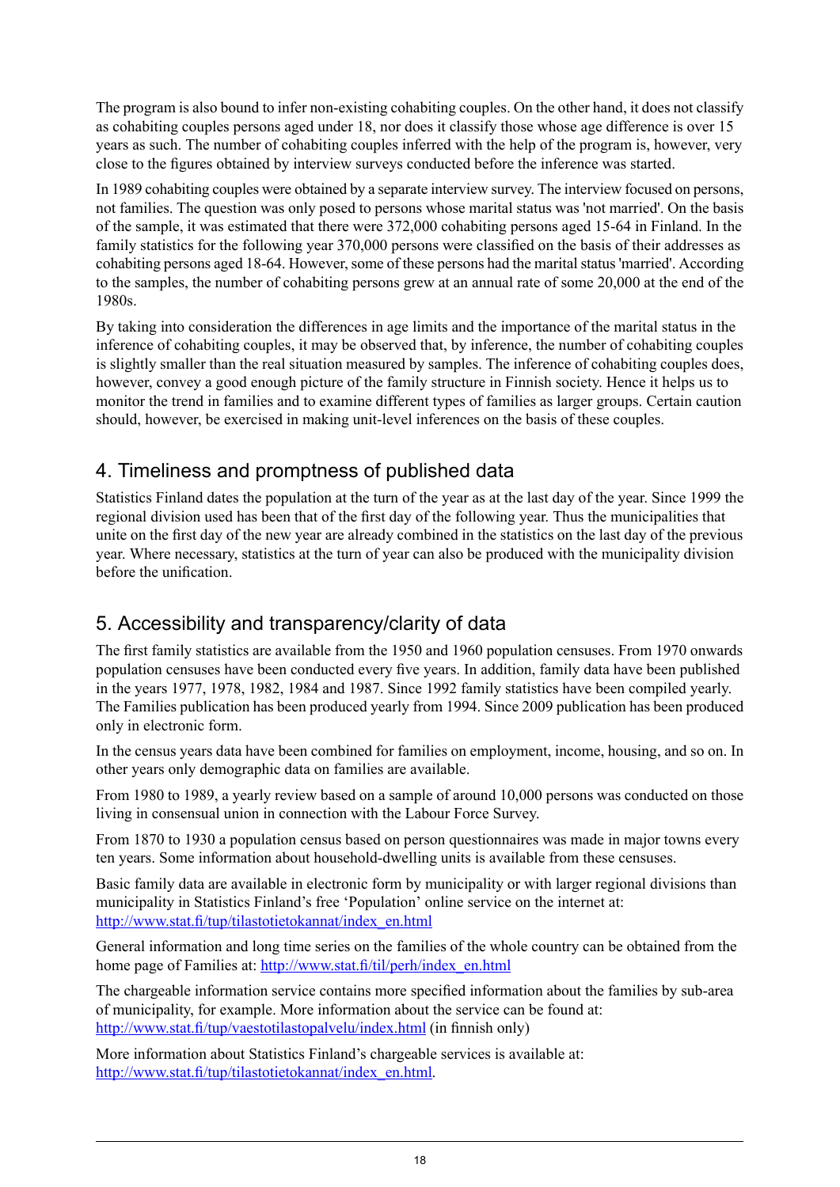The program is also bound to infer non-existing cohabiting couples. On the other hand, it does not classify as cohabiting couples persons aged under 18, nor does it classify those whose age difference is over 15 years as such. The number of cohabiting couples inferred with the help of the program is, however, very close to the figures obtained by interview surveys conducted before the inference was started.

In 1989 cohabiting couples were obtained by a separate interview survey. The interview focused on persons, not families. The question was only posed to persons whose marital status was 'not married'. On the basis of the sample, it was estimated that there were 372,000 cohabiting persons aged 15-64 in Finland. In the family statistics for the following year 370,000 persons were classified on the basis of their addresses as cohabiting persons aged 18-64. However, some of these persons had the marital status 'married'. According to the samples, the number of cohabiting persons grew at an annual rate of some 20,000 at the end of the 1980s.

By taking into consideration the differences in age limits and the importance of the marital status in the inference of cohabiting couples, it may be observed that, by inference, the number of cohabiting couples is slightly smaller than the real situation measured by samples. The inference of cohabiting couples does, however, convey a good enough picture of the family structure in Finnish society. Hence it helps us to monitor the trend in families and to examine different types of families as larger groups. Certain caution should, however, be exercised in making unit-level inferences on the basis of these couples.

## 4. Timeliness and promptness of published data

Statistics Finland dates the population at the turn of the year as at the last day of the year. Since 1999 the regional division used has been that of the first day of the following year. Thus the municipalities that unite on the first day of the new year are already combined in the statistics on the last day of the previous year. Where necessary, statistics at the turn of year can also be produced with the municipality division before the unification.

## 5. Accessibility and transparency/clarity of data

The first family statistics are available from the 1950 and 1960 population censuses. From 1970 onwards population censuses have been conducted every five years. In addition, family data have been published in the years 1977, 1978, 1982, 1984 and 1987. Since 1992 family statistics have been compiled yearly. The Families publication has been produced yearly from 1994. Since 2009 publication has been produced only in electronic form.

In the census years data have been combined for families on employment, income, housing, and so on. In other years only demographic data on families are available.

From 1980 to 1989, a yearly review based on a sample of around 10,000 persons was conducted on those living in consensual union in connection with the Labour Force Survey.

From 1870 to 1930 a population census based on person questionnaires was made in major towns every ten years. Some information about household-dwelling units is available from these censuses.

Basic family data are available in electronic form by municipality or with larger regional divisions than municipality in Statistics Finland's free 'Population' online service on the internet at: http://www.stat.fi/tup/tilastotietokannat/index_en.html

General information and long time series on the families of the whole country can be obtained from the home page of Families at: http://www.stat.fi/til/perh/index_en.html

The chargeable information service contains more specified information about the families by sub-area of municipality, for example. More information about the service can be found at: http://www.stat.fi/tup/vaestotilastopalvelu/index.html (in finnish only)

More information about Statistics Finland's chargeable services is available at: http://www.stat.fi/tup/tilastotietokannat/index_en.html.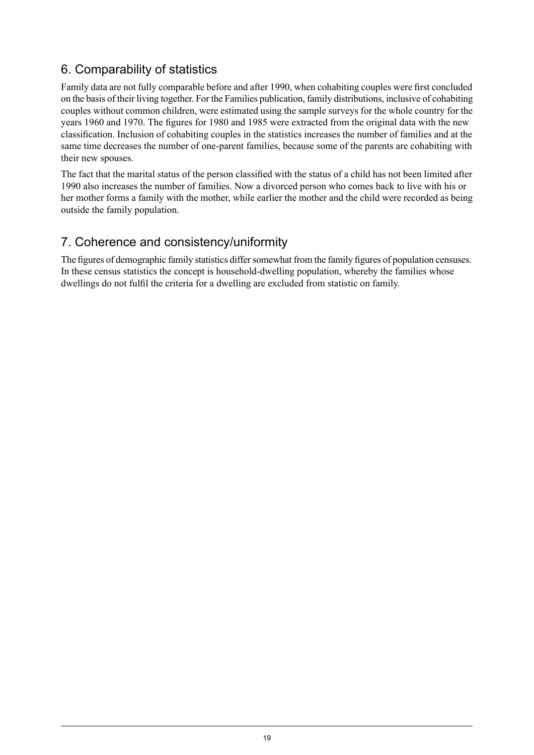## 6. Comparability of statistics

Family data are not fully comparable before and after 1990, when cohabiting couples were first concluded on the basis of their living together. For the Families publication, family distributions, inclusive of cohabiting couples without common children, were estimated using the sample surveys for the whole country for the years 1960 and 1970. The figures for 1980 and 1985 were extracted from the original data with the new classification. Inclusion of cohabiting couples in the statistics increases the number of families and at the same time decreases the number of one-parent families, because some of the parents are cohabiting with their new spouses.

The fact that the marital status of the person classified with the status of a child has not been limited after 1990 also increases the number of families. Now a divorced person who comes back to live with his or her mother forms a family with the mother, while earlier the mother and the child were recorded as being outside the family population.

## 7. Coherence and consistency/uniformity

The figures of demographic family statistics differ somewhat from the family figures of population censuses. In these census statistics the concept is household-dwelling population, whereby the families whose dwellings do not fulfil the criteria for a dwelling are excluded from statistic on family.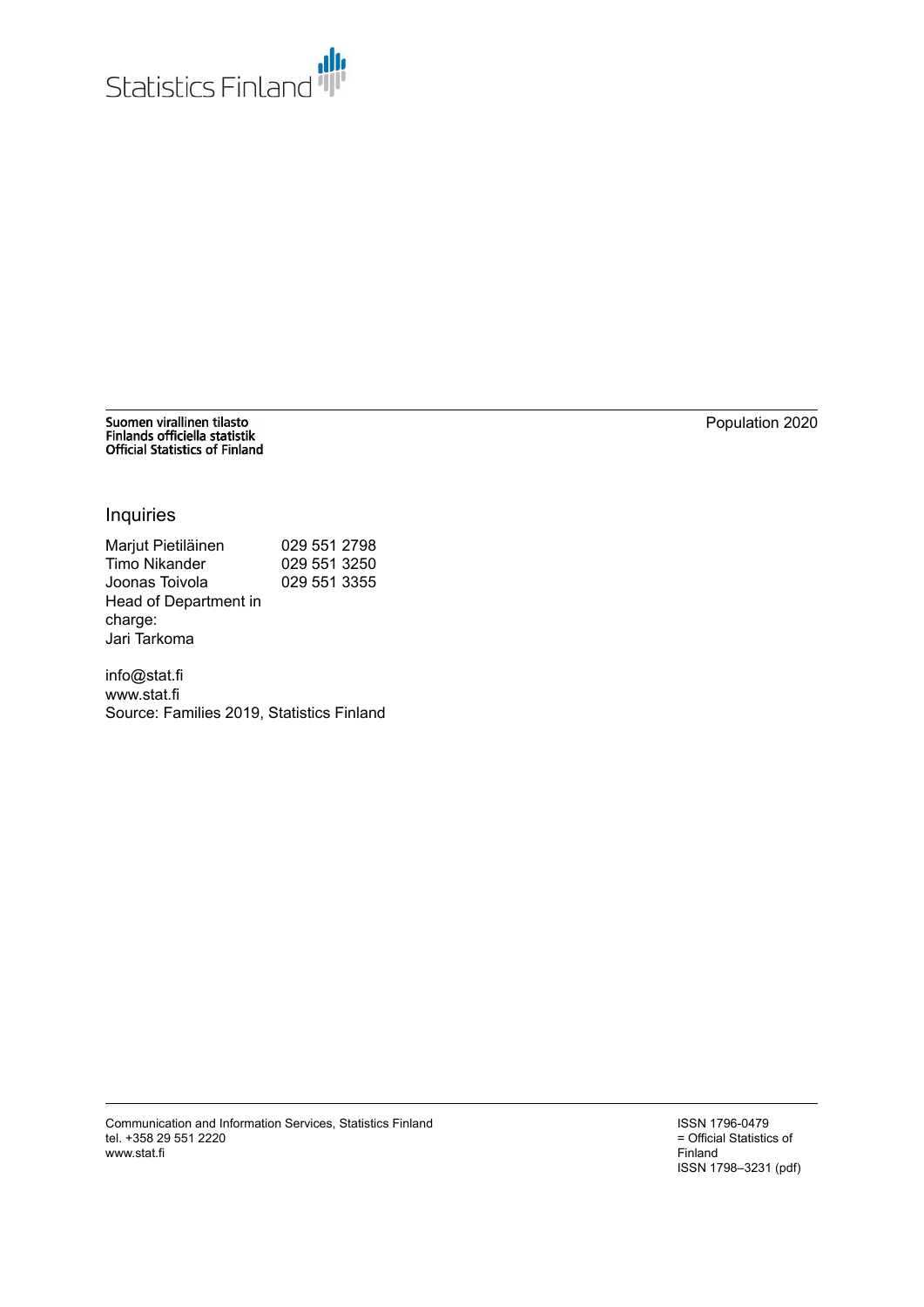Statistics Finland

Suomen virallinen tilasto
Finlands officiella statistik
Official Statistics of Finland

Population 2020

## Inquiries

| | |
|---|---|
| Marjut Pietiläinen | 029 551 2798 |
| Timo Nikander | 029 551 3250 |
| Joonas Toivola | 029 551 3355 |

Head of Department in charge:
Jari Tarkoma

info@stat.fi
www.stat.fi
Source: Families 2019, Statistics Finland

Communication and Information Services, Statistics Finland
tel. +358 29 551 2220
www.stat.fi

ISSN 1796-0479
= Official Statistics of Finland
ISSN 1798–3231 (pdf)